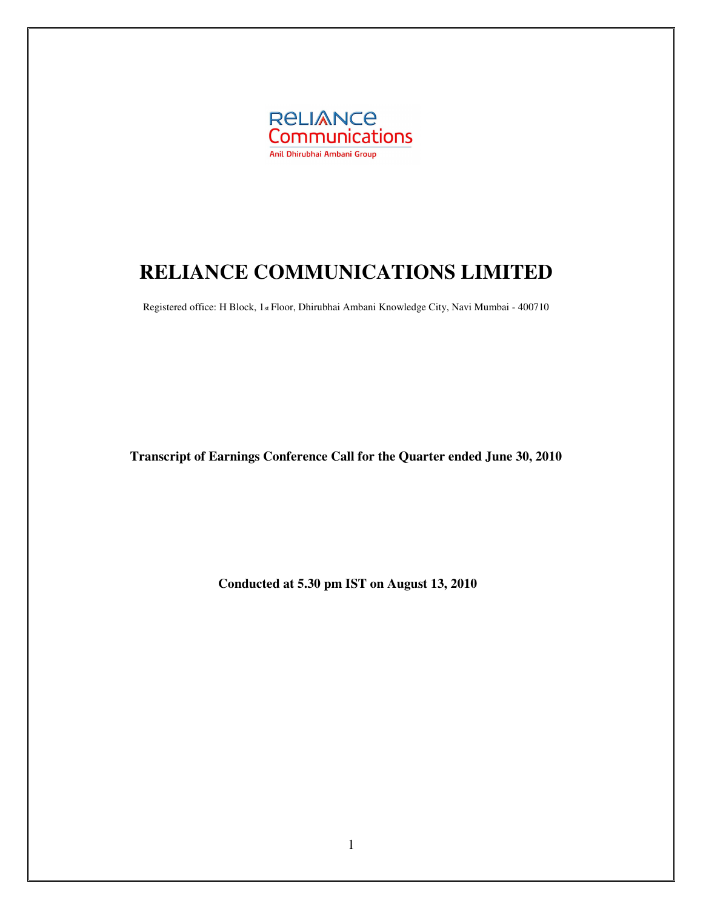# RELIANCE COMMUNICATIONS LIMITED

Registered office: H Block, 1st Floor, Dhirubhai Ambani Knowledge City, Navi Mumbai - 400710

**Transcript of Earnings Conference Call for the Quarter ended June 30, 2010**

**Conducted at 5.30 pm IST on August 13, 2010**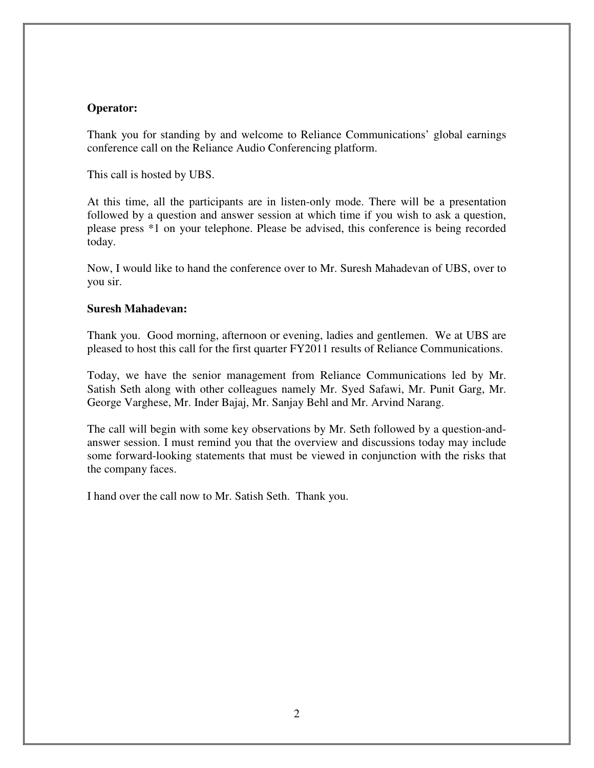**Operator:**

Thank you for standing by and welcome to Reliance Communications' global earnings conference call on the Reliance Audio Conferencing platform.

This call is hosted by UBS.

At this time, all the participants are in listen-only mode. There will be a presentation followed by a question and answer session at which time if you wish to ask a question, please press *1 on your telephone. Please be advised, this conference is being recorded today.

Now, I would like to hand the conference over to Mr. Suresh Mahadevan of UBS, over to you sir.

**Suresh Mahadevan:**

Thank you. Good morning, afternoon or evening, ladies and gentlemen. We at UBS are pleased to host this call for the first quarter FY2011 results of Reliance Communications.

Today, we have the senior management from Reliance Communications led by Mr. Satish Seth along with other colleagues namely Mr. Syed Safawi, Mr. Punit Garg, Mr. George Varghese, Mr. Inder Bajaj, Mr. Sanjay Behl and Mr. Arvind Narang.

The call will begin with some key observations by Mr. Seth followed by a question-and-answer session. I must remind you that the overview and discussions today may include some forward-looking statements that must be viewed in conjunction with the risks that the company faces.

I hand over the call now to Mr. Satish Seth. Thank you.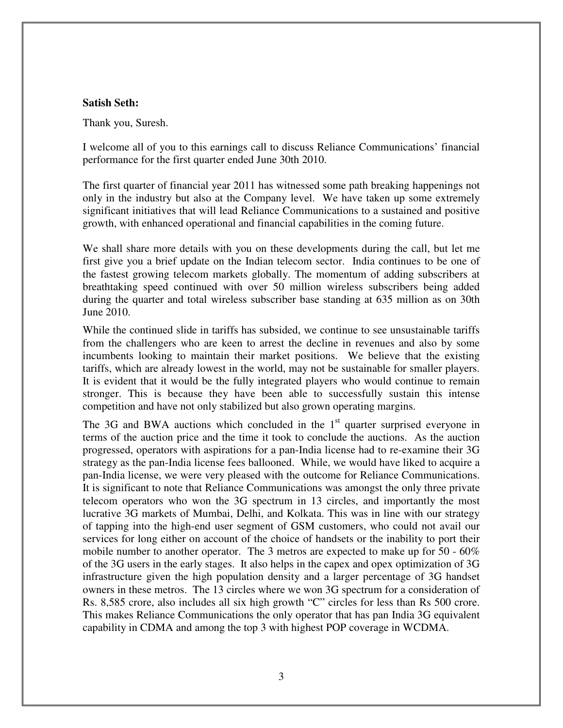**Satish Seth:**

Thank you, Suresh.

I welcome all of you to this earnings call to discuss Reliance Communications' financial performance for the first quarter ended June 30th 2010.

The first quarter of financial year 2011 has witnessed some path breaking happenings not only in the industry but also at the Company level. We have taken up some extremely significant initiatives that will lead Reliance Communications to a sustained and positive growth, with enhanced operational and financial capabilities in the coming future.

We shall share more details with you on these developments during the call, but let me first give you a brief update on the Indian telecom sector. India continues to be one of the fastest growing telecom markets globally. The momentum of adding subscribers at breathtaking speed continued with over 50 million wireless subscribers being added during the quarter and total wireless subscriber base standing at 635 million as on 30th June 2010.

While the continued slide in tariffs has subsided, we continue to see unsustainable tariffs from the challengers who are keen to arrest the decline in revenues and also by some incumbents looking to maintain their market positions. We believe that the existing tariffs, which are already lowest in the world, may not be sustainable for smaller players. It is evident that it would be the fully integrated players who would continue to remain stronger. This is because they have been able to successfully sustain this intense competition and have not only stabilized but also grown operating margins.

The 3G and BWA auctions which concluded in the 1st quarter surprised everyone in terms of the auction price and the time it took to conclude the auctions. As the auction progressed, operators with aspirations for a pan-India license had to re-examine their 3G strategy as the pan-India license fees ballooned. While, we would have liked to acquire a pan-India license, we were very pleased with the outcome for Reliance Communications. It is significant to note that Reliance Communications was amongst the only three private telecom operators who won the 3G spectrum in 13 circles, and importantly the most lucrative 3G markets of Mumbai, Delhi, and Kolkata. This was in line with our strategy of tapping into the high-end user segment of GSM customers, who could not avail our services for long either on account of the choice of handsets or the inability to port their mobile number to another operator. The 3 metros are expected to make up for 50 - 60% of the 3G users in the early stages. It also helps in the capex and opex optimization of 3G infrastructure given the high population density and a larger percentage of 3G handset owners in these metros. The 13 circles where we won 3G spectrum for a consideration of Rs. 8,585 crore, also includes all six high growth "C" circles for less than Rs 500 crore. This makes Reliance Communications the only operator that has pan India 3G equivalent capability in CDMA and among the top 3 with highest POP coverage in WCDMA.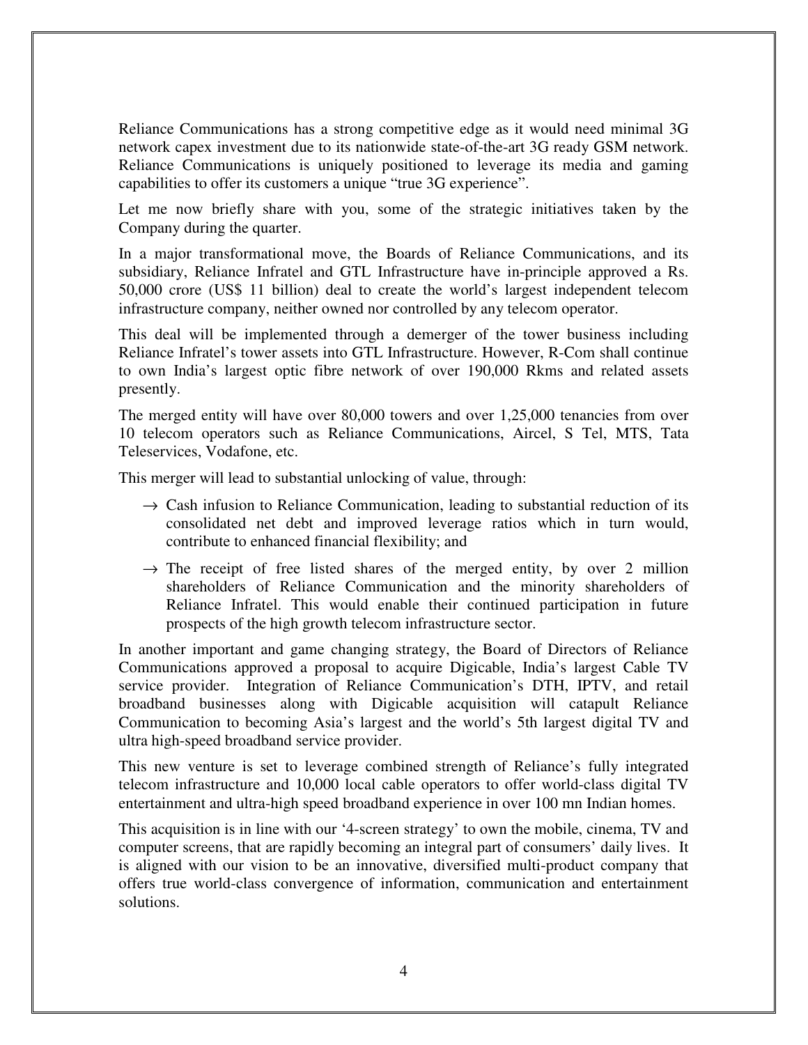Reliance Communications has a strong competitive edge as it would need minimal 3G network capex investment due to its nationwide state-of-the-art 3G ready GSM network. Reliance Communications is uniquely positioned to leverage its media and gaming capabilities to offer its customers a unique "true 3G experience".

Let me now briefly share with you, some of the strategic initiatives taken by the Company during the quarter.

In a major transformational move, the Boards of Reliance Communications, and its subsidiary, Reliance Infratel and GTL Infrastructure have in-principle approved a Rs. 50,000 crore (US$ 11 billion) deal to create the world's largest independent telecom infrastructure company, neither owned nor controlled by any telecom operator.

This deal will be implemented through a demerger of the tower business including Reliance Infratel's tower assets into GTL Infrastructure. However, R-Com shall continue to own India's largest optic fibre network of over 190,000 Rkms and related assets presently.

The merged entity will have over 80,000 towers and over 1,25,000 tenancies from over 10 telecom operators such as Reliance Communications, Aircel, S Tel, MTS, Tata Teleservices, Vodafone, etc.

This merger will lead to substantial unlocking of value, through:

- → Cash infusion to Reliance Communication, leading to substantial reduction of its consolidated net debt and improved leverage ratios which in turn would, contribute to enhanced financial flexibility; and
- → The receipt of free listed shares of the merged entity, by over 2 million shareholders of Reliance Communication and the minority shareholders of Reliance Infratel. This would enable their continued participation in future prospects of the high growth telecom infrastructure sector.

In another important and game changing strategy, the Board of Directors of Reliance Communications approved a proposal to acquire Digicable, India's largest Cable TV service provider. Integration of Reliance Communication's DTH, IPTV, and retail broadband businesses along with Digicable acquisition will catapult Reliance Communication to becoming Asia's largest and the world's 5th largest digital TV and ultra high-speed broadband service provider.

This new venture is set to leverage combined strength of Reliance's fully integrated telecom infrastructure and 10,000 local cable operators to offer world-class digital TV entertainment and ultra-high speed broadband experience in over 100 mn Indian homes.

This acquisition is in line with our '4-screen strategy' to own the mobile, cinema, TV and computer screens, that are rapidly becoming an integral part of consumers' daily lives. It is aligned with our vision to be an innovative, diversified multi-product company that offers true world-class convergence of information, communication and entertainment solutions.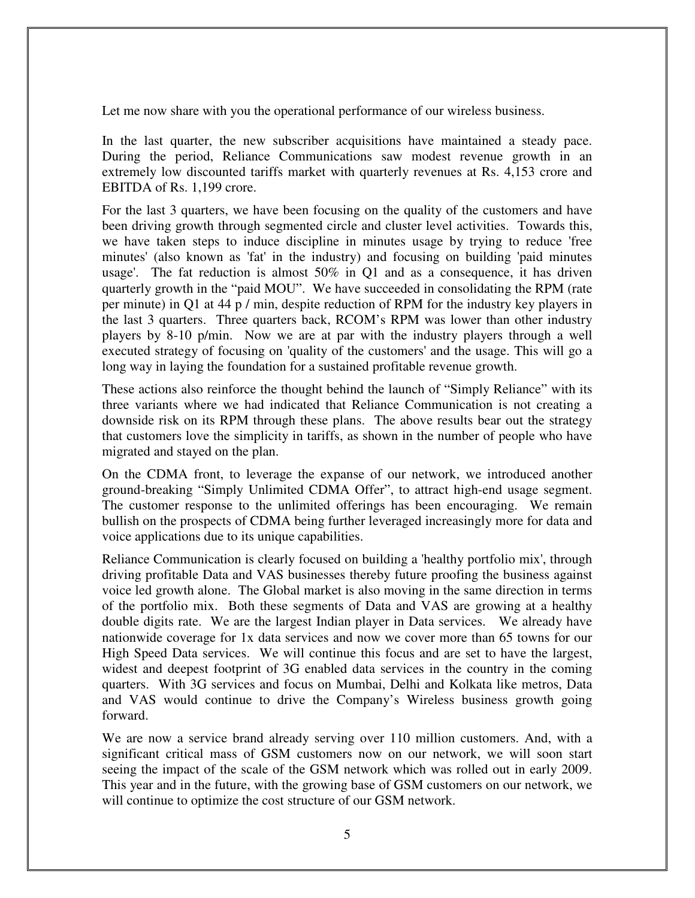Let me now share with you the operational performance of our wireless business.

In the last quarter, the new subscriber acquisitions have maintained a steady pace. During the period, Reliance Communications saw modest revenue growth in an extremely low discounted tariffs market with quarterly revenues at Rs. 4,153 crore and EBITDA of Rs. 1,199 crore.

For the last 3 quarters, we have been focusing on the quality of the customers and have been driving growth through segmented circle and cluster level activities. Towards this, we have taken steps to induce discipline in minutes usage by trying to reduce 'free minutes' (also known as 'fat' in the industry) and focusing on building 'paid minutes usage'. The fat reduction is almost 50% in Q1 and as a consequence, it has driven quarterly growth in the "paid MOU". We have succeeded in consolidating the RPM (rate per minute) in Q1 at 44 p / min, despite reduction of RPM for the industry key players in the last 3 quarters. Three quarters back, RCOM's RPM was lower than other industry players by 8-10 p/min. Now we are at par with the industry players through a well executed strategy of focusing on 'quality of the customers' and the usage. This will go a long way in laying the foundation for a sustained profitable revenue growth.

These actions also reinforce the thought behind the launch of "Simply Reliance" with its three variants where we had indicated that Reliance Communication is not creating a downside risk on its RPM through these plans. The above results bear out the strategy that customers love the simplicity in tariffs, as shown in the number of people who have migrated and stayed on the plan.

On the CDMA front, to leverage the expanse of our network, we introduced another ground-breaking "Simply Unlimited CDMA Offer", to attract high-end usage segment. The customer response to the unlimited offerings has been encouraging. We remain bullish on the prospects of CDMA being further leveraged increasingly more for data and voice applications due to its unique capabilities.

Reliance Communication is clearly focused on building a 'healthy portfolio mix', through driving profitable Data and VAS businesses thereby future proofing the business against voice led growth alone. The Global market is also moving in the same direction in terms of the portfolio mix. Both these segments of Data and VAS are growing at a healthy double digits rate. We are the largest Indian player in Data services. We already have nationwide coverage for 1x data services and now we cover more than 65 towns for our High Speed Data services. We will continue this focus and are set to have the largest, widest and deepest footprint of 3G enabled data services in the country in the coming quarters. With 3G services and focus on Mumbai, Delhi and Kolkata like metros, Data and VAS would continue to drive the Company's Wireless business growth going forward.

We are now a service brand already serving over 110 million customers. And, with a significant critical mass of GSM customers now on our network, we will soon start seeing the impact of the scale of the GSM network which was rolled out in early 2009. This year and in the future, with the growing base of GSM customers on our network, we will continue to optimize the cost structure of our GSM network.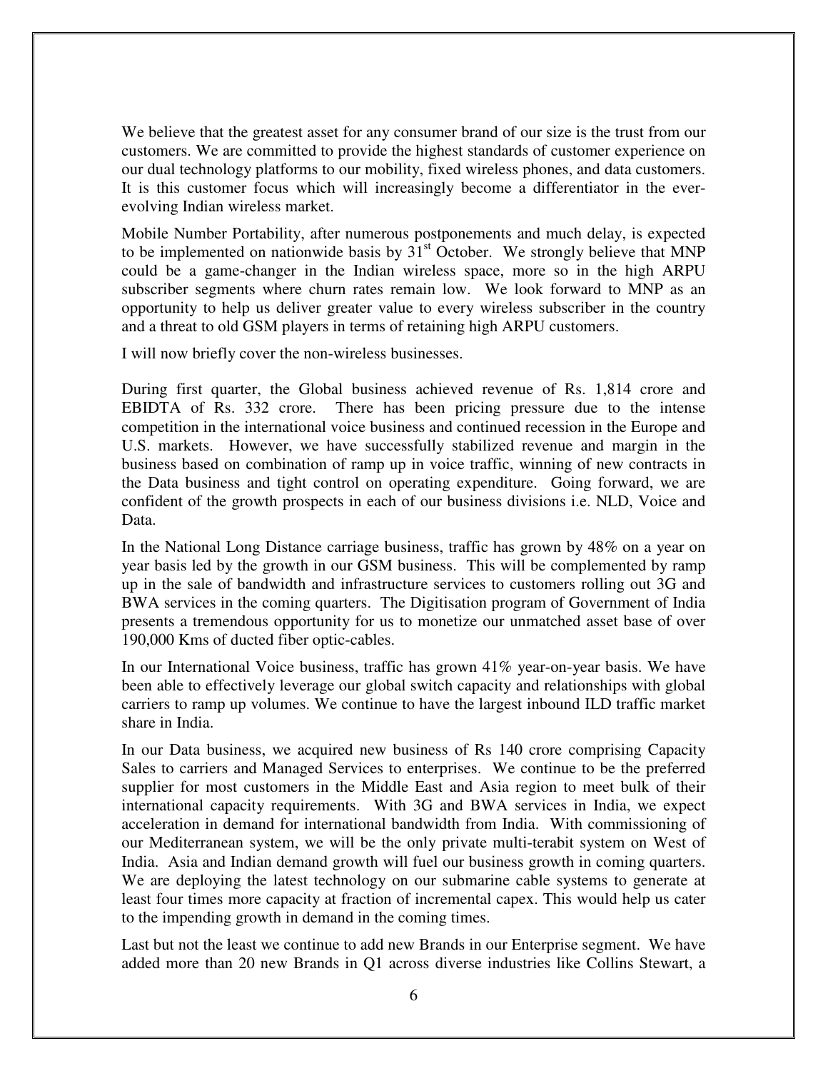We believe that the greatest asset for any consumer brand of our size is the trust from our customers. We are committed to provide the highest standards of customer experience on our dual technology platforms to our mobility, fixed wireless phones, and data customers. It is this customer focus which will increasingly become a differentiator in the ever-evolving Indian wireless market.

Mobile Number Portability, after numerous postponements and much delay, is expected to be implemented on nationwide basis by 31st October. We strongly believe that MNP could be a game-changer in the Indian wireless space, more so in the high ARPU subscriber segments where churn rates remain low. We look forward to MNP as an opportunity to help us deliver greater value to every wireless subscriber in the country and a threat to old GSM players in terms of retaining high ARPU customers.

I will now briefly cover the non-wireless businesses.

During first quarter, the Global business achieved revenue of Rs. 1,814 crore and EBIDTA of Rs. 332 crore. There has been pricing pressure due to the intense competition in the international voice business and continued recession in the Europe and U.S. markets. However, we have successfully stabilized revenue and margin in the business based on combination of ramp up in voice traffic, winning of new contracts in the Data business and tight control on operating expenditure. Going forward, we are confident of the growth prospects in each of our business divisions i.e. NLD, Voice and Data.

In the National Long Distance carriage business, traffic has grown by 48% on a year on year basis led by the growth in our GSM business. This will be complemented by ramp up in the sale of bandwidth and infrastructure services to customers rolling out 3G and BWA services in the coming quarters. The Digitisation program of Government of India presents a tremendous opportunity for us to monetize our unmatched asset base of over 190,000 Kms of ducted fiber optic-cables.

In our International Voice business, traffic has grown 41% year-on-year basis. We have been able to effectively leverage our global switch capacity and relationships with global carriers to ramp up volumes. We continue to have the largest inbound ILD traffic market share in India.

In our Data business, we acquired new business of Rs 140 crore comprising Capacity Sales to carriers and Managed Services to enterprises. We continue to be the preferred supplier for most customers in the Middle East and Asia region to meet bulk of their international capacity requirements. With 3G and BWA services in India, we expect acceleration in demand for international bandwidth from India. With commissioning of our Mediterranean system, we will be the only private multi-terabit system on West of India. Asia and Indian demand growth will fuel our business growth in coming quarters. We are deploying the latest technology on our submarine cable systems to generate at least four times more capacity at fraction of incremental capex. This would help us cater to the impending growth in demand in the coming times.

Last but not the least we continue to add new Brands in our Enterprise segment. We have added more than 20 new Brands in Q1 across diverse industries like Collins Stewart, a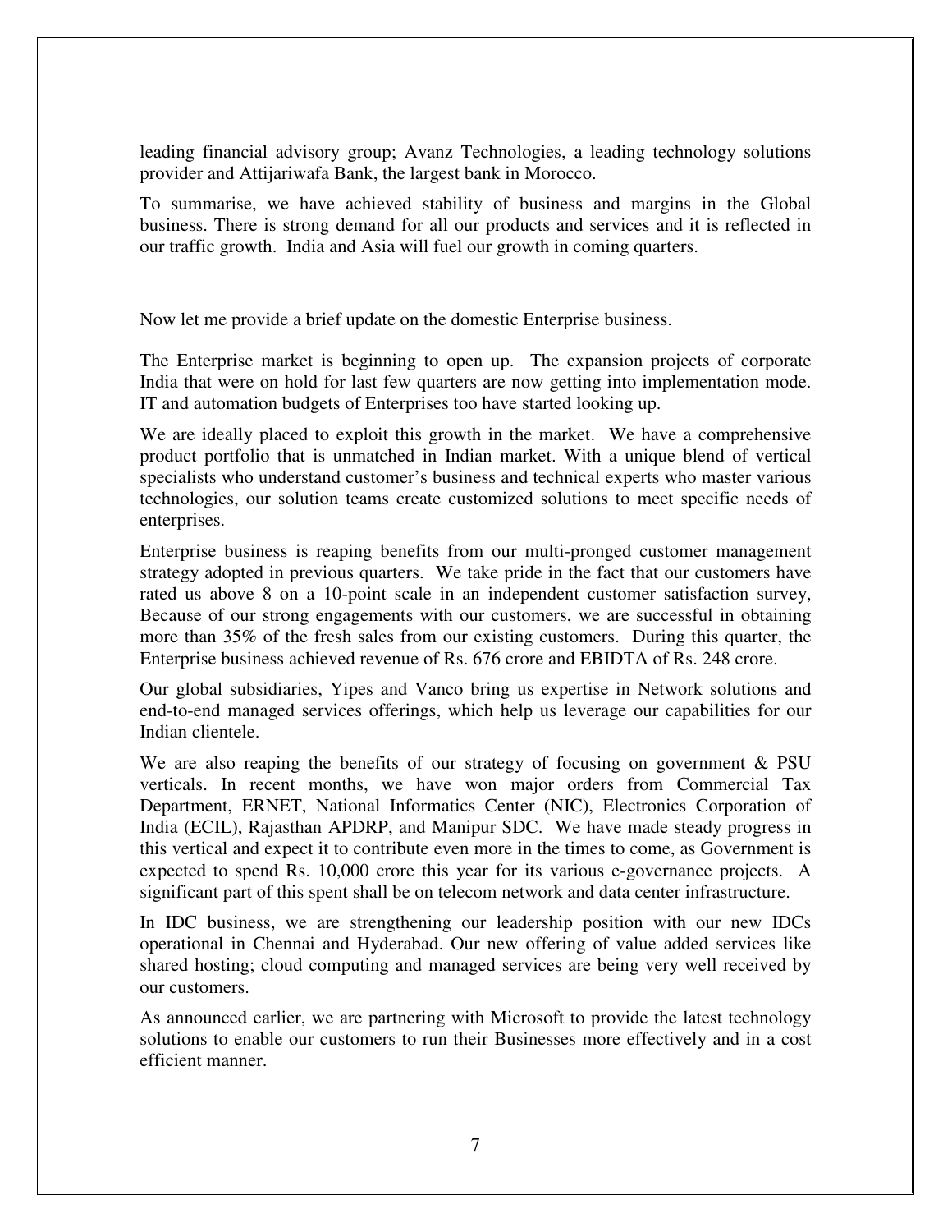leading financial advisory group; Avanz Technologies, a leading technology solutions provider and Attijariwafa Bank, the largest bank in Morocco.

To summarise, we have achieved stability of business and margins in the Global business. There is strong demand for all our products and services and it is reflected in our traffic growth. India and Asia will fuel our growth in coming quarters.

Now let me provide a brief update on the domestic Enterprise business.

The Enterprise market is beginning to open up. The expansion projects of corporate India that were on hold for last few quarters are now getting into implementation mode. IT and automation budgets of Enterprises too have started looking up.

We are ideally placed to exploit this growth in the market. We have a comprehensive product portfolio that is unmatched in Indian market. With a unique blend of vertical specialists who understand customer's business and technical experts who master various technologies, our solution teams create customized solutions to meet specific needs of enterprises.

Enterprise business is reaping benefits from our multi-pronged customer management strategy adopted in previous quarters. We take pride in the fact that our customers have rated us above 8 on a 10-point scale in an independent customer satisfaction survey, Because of our strong engagements with our customers, we are successful in obtaining more than 35% of the fresh sales from our existing customers. During this quarter, the Enterprise business achieved revenue of Rs. 676 crore and EBIDTA of Rs. 248 crore.

Our global subsidiaries, Yipes and Vanco bring us expertise in Network solutions and end-to-end managed services offerings, which help us leverage our capabilities for our Indian clientele.

We are also reaping the benefits of our strategy of focusing on government & PSU verticals. In recent months, we have won major orders from Commercial Tax Department, ERNET, National Informatics Center (NIC), Electronics Corporation of India (ECIL), Rajasthan APDRP, and Manipur SDC. We have made steady progress in this vertical and expect it to contribute even more in the times to come, as Government is expected to spend Rs. 10,000 crore this year for its various e-governance projects. A significant part of this spent shall be on telecom network and data center infrastructure.

In IDC business, we are strengthening our leadership position with our new IDCs operational in Chennai and Hyderabad. Our new offering of value added services like shared hosting; cloud computing and managed services are being very well received by our customers.

As announced earlier, we are partnering with Microsoft to provide the latest technology solutions to enable our customers to run their Businesses more effectively and in a cost efficient manner.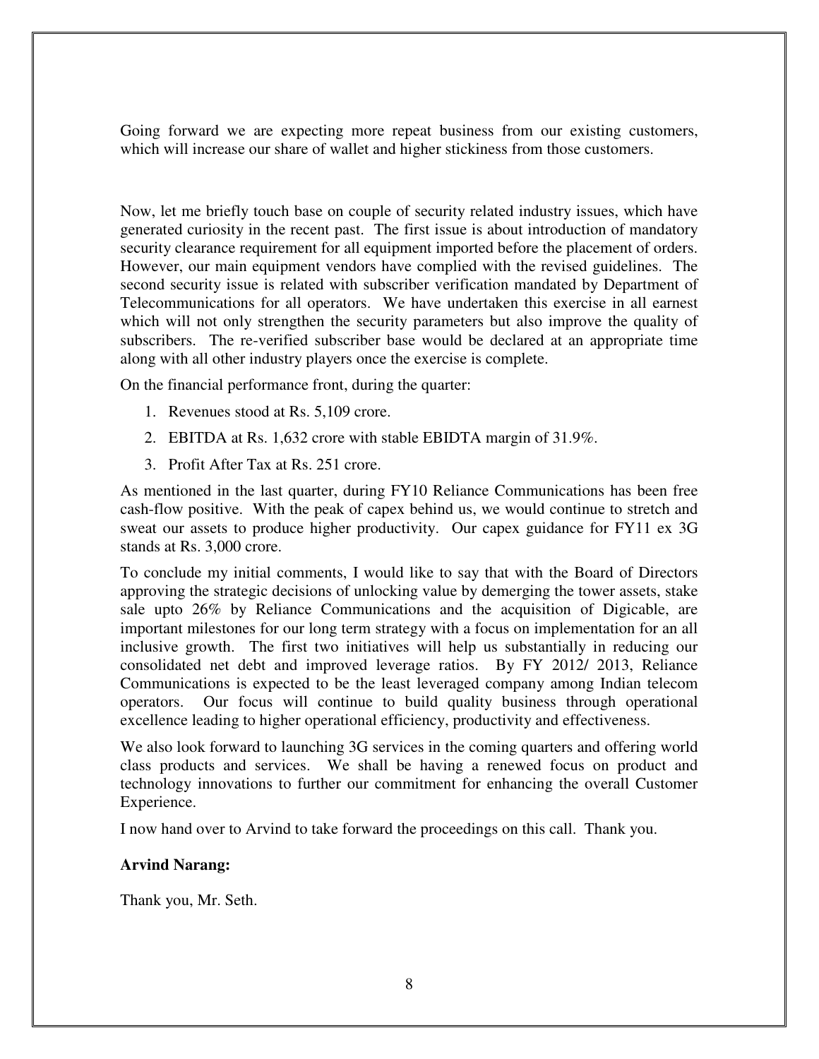Going forward we are expecting more repeat business from our existing customers, which will increase our share of wallet and higher stickiness from those customers.

Now, let me briefly touch base on couple of security related industry issues, which have generated curiosity in the recent past. The first issue is about introduction of mandatory security clearance requirement for all equipment imported before the placement of orders. However, our main equipment vendors have complied with the revised guidelines. The second security issue is related with subscriber verification mandated by Department of Telecommunications for all operators. We have undertaken this exercise in all earnest which will not only strengthen the security parameters but also improve the quality of subscribers. The re-verified subscriber base would be declared at an appropriate time along with all other industry players once the exercise is complete.

On the financial performance front, during the quarter:

1. Revenues stood at Rs. 5,109 crore.
2. EBITDA at Rs. 1,632 crore with stable EBIDTA margin of 31.9%.
3. Profit After Tax at Rs. 251 crore.

As mentioned in the last quarter, during FY10 Reliance Communications has been free cash-flow positive. With the peak of capex behind us, we would continue to stretch and sweat our assets to produce higher productivity. Our capex guidance for FY11 ex 3G stands at Rs. 3,000 crore.

To conclude my initial comments, I would like to say that with the Board of Directors approving the strategic decisions of unlocking value by demerging the tower assets, stake sale upto 26% by Reliance Communications and the acquisition of Digicable, are important milestones for our long term strategy with a focus on implementation for an all inclusive growth. The first two initiatives will help us substantially in reducing our consolidated net debt and improved leverage ratios. By FY 2012/ 2013, Reliance Communications is expected to be the least leveraged company among Indian telecom operators. Our focus will continue to build quality business through operational excellence leading to higher operational efficiency, productivity and effectiveness.

We also look forward to launching 3G services in the coming quarters and offering world class products and services. We shall be having a renewed focus on product and technology innovations to further our commitment for enhancing the overall Customer Experience.

I now hand over to Arvind to take forward the proceedings on this call. Thank you.

**Arvind Narang:**

Thank you, Mr. Seth.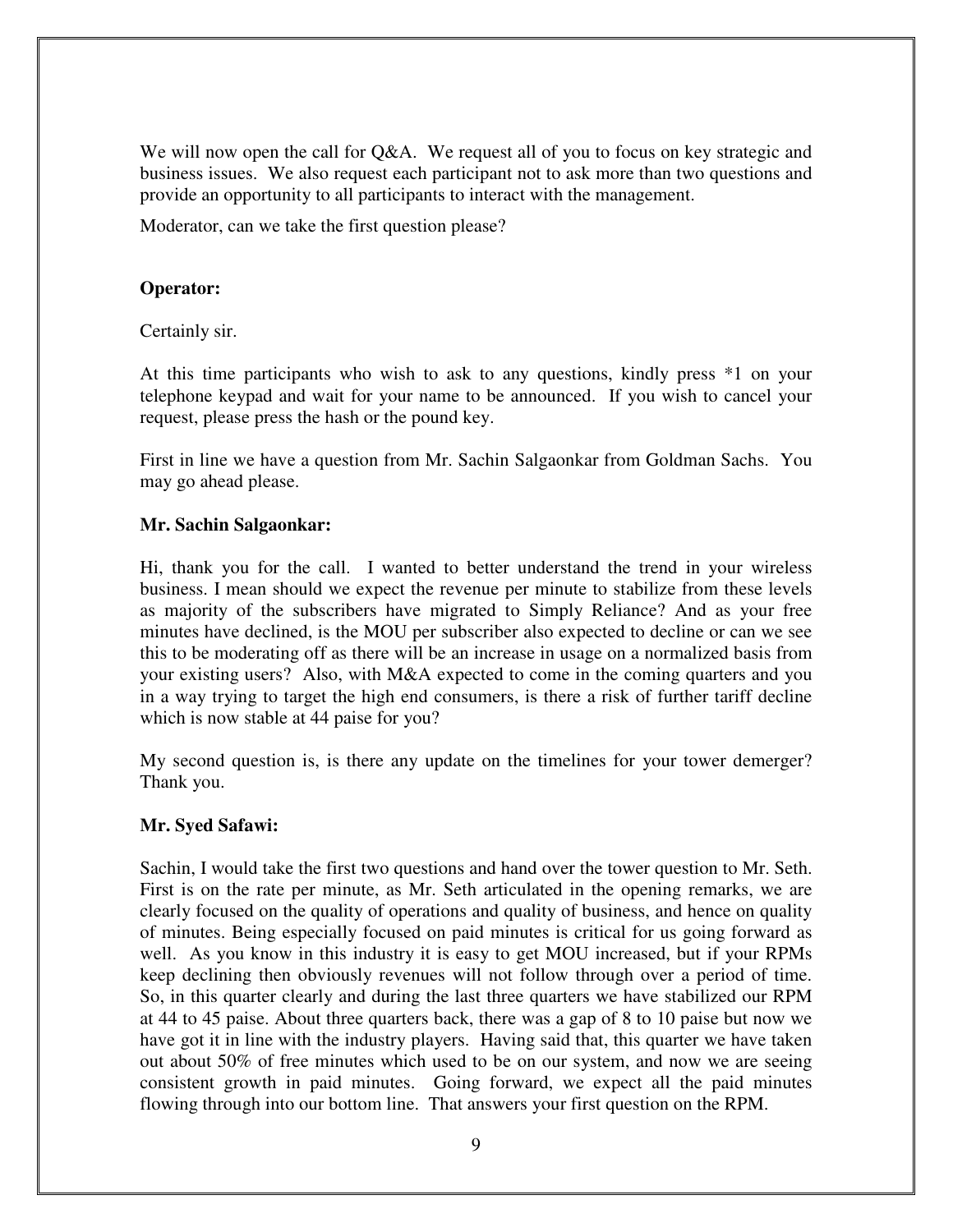We will now open the call for Q&A. We request all of you to focus on key strategic and business issues. We also request each participant not to ask more than two questions and provide an opportunity to all participants to interact with the management.

Moderator, can we take the first question please?

**Operator:**

Certainly sir.

At this time participants who wish to ask to any questions, kindly press *1 on your telephone keypad and wait for your name to be announced. If you wish to cancel your request, please press the hash or the pound key.

First in line we have a question from Mr. Sachin Salgaonkar from Goldman Sachs. You may go ahead please.

**Mr. Sachin Salgaonkar:**

Hi, thank you for the call. I wanted to better understand the trend in your wireless business. I mean should we expect the revenue per minute to stabilize from these levels as majority of the subscribers have migrated to Simply Reliance? And as your free minutes have declined, is the MOU per subscriber also expected to decline or can we see this to be moderating off as there will be an increase in usage on a normalized basis from your existing users? Also, with M&A expected to come in the coming quarters and you in a way trying to target the high end consumers, is there a risk of further tariff decline which is now stable at 44 paise for you?

My second question is, is there any update on the timelines for your tower demerger? Thank you.

**Mr. Syed Safawi:**

Sachin, I would take the first two questions and hand over the tower question to Mr. Seth. First is on the rate per minute, as Mr. Seth articulated in the opening remarks, we are clearly focused on the quality of operations and quality of business, and hence on quality of minutes. Being especially focused on paid minutes is critical for us going forward as well. As you know in this industry it is easy to get MOU increased, but if your RPMs keep declining then obviously revenues will not follow through over a period of time. So, in this quarter clearly and during the last three quarters we have stabilized our RPM at 44 to 45 paise. About three quarters back, there was a gap of 8 to 10 paise but now we have got it in line with the industry players. Having said that, this quarter we have taken out about 50% of free minutes which used to be on our system, and now we are seeing consistent growth in paid minutes. Going forward, we expect all the paid minutes flowing through into our bottom line. That answers your first question on the RPM.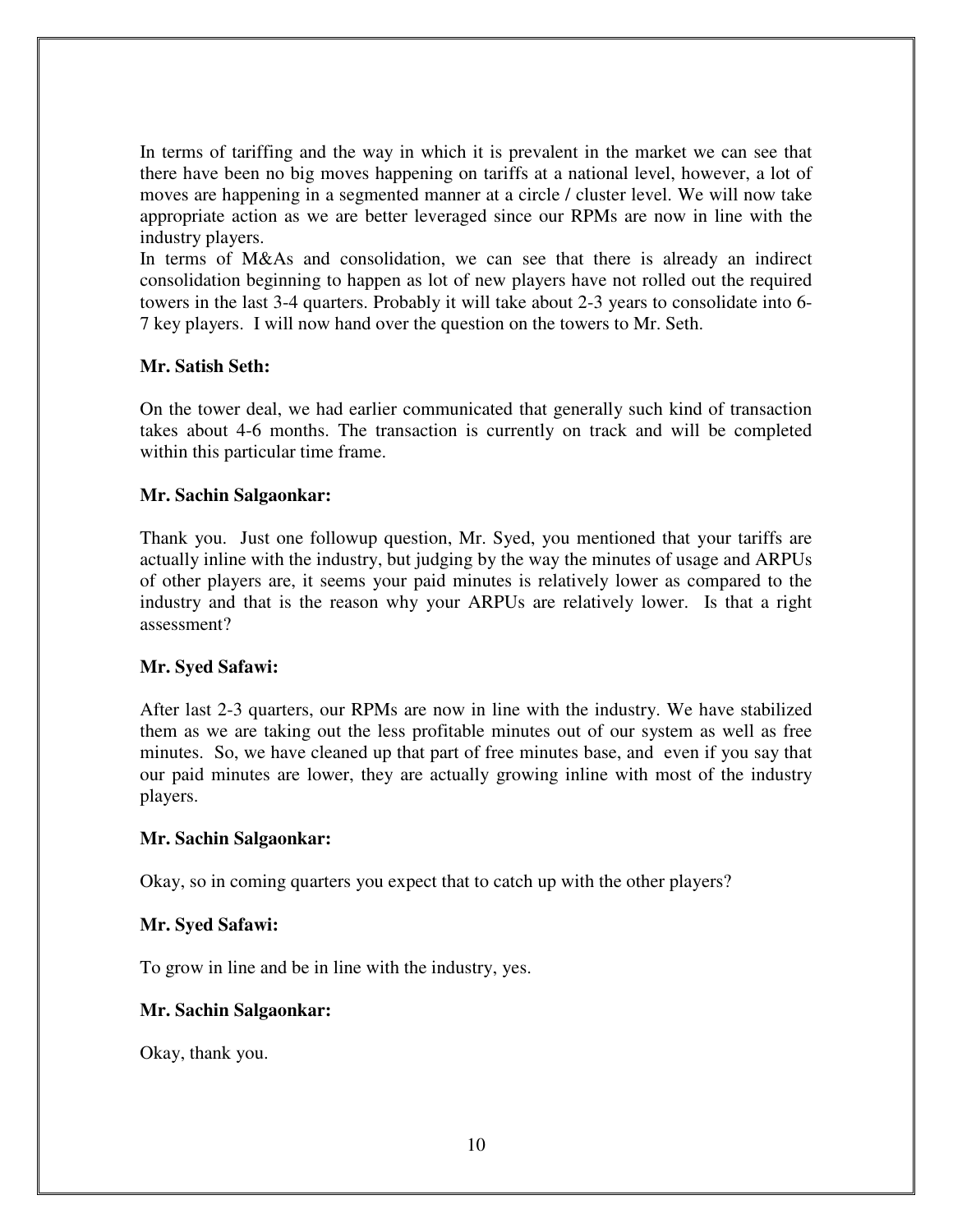In terms of tariffing and the way in which it is prevalent in the market we can see that there have been no big moves happening on tariffs at a national level, however, a lot of moves are happening in a segmented manner at a circle / cluster level. We will now take appropriate action as we are better leveraged since our RPMs are now in line with the industry players.

In terms of M&As and consolidation, we can see that there is already an indirect consolidation beginning to happen as lot of new players have not rolled out the required towers in the last 3-4 quarters. Probably it will take about 2-3 years to consolidate into 6-7 key players. I will now hand over the question on the towers to Mr. Seth.

**Mr. Satish Seth:**

On the tower deal, we had earlier communicated that generally such kind of transaction takes about 4-6 months. The transaction is currently on track and will be completed within this particular time frame.

**Mr. Sachin Salgaonkar:**

Thank you. Just one followup question, Mr. Syed, you mentioned that your tariffs are actually inline with the industry, but judging by the way the minutes of usage and ARPUs of other players are, it seems your paid minutes is relatively lower as compared to the industry and that is the reason why your ARPUs are relatively lower. Is that a right assessment?

**Mr. Syed Safawi:**

After last 2-3 quarters, our RPMs are now in line with the industry. We have stabilized them as we are taking out the less profitable minutes out of our system as well as free minutes. So, we have cleaned up that part of free minutes base, and even if you say that our paid minutes are lower, they are actually growing inline with most of the industry players.

**Mr. Sachin Salgaonkar:**

Okay, so in coming quarters you expect that to catch up with the other players?

**Mr. Syed Safawi:**

To grow in line and be in line with the industry, yes.

**Mr. Sachin Salgaonkar:**

Okay, thank you.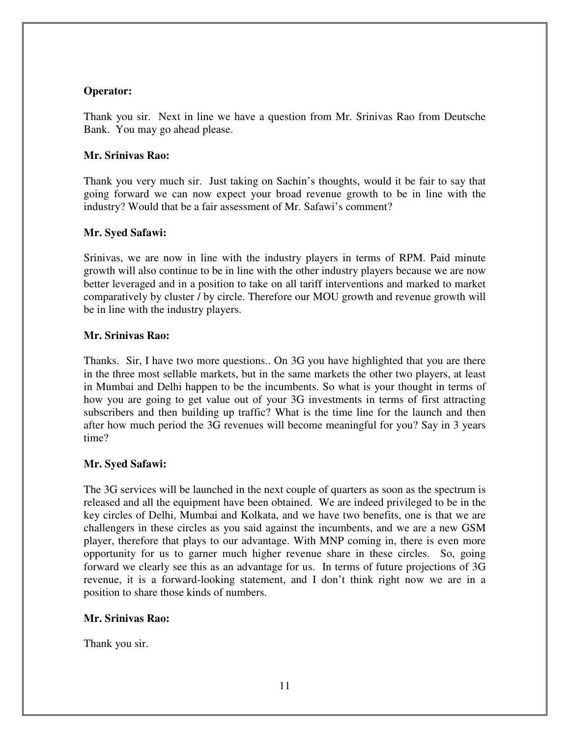**Operator:**

Thank you sir. Next in line we have a question from Mr. Srinivas Rao from Deutsche Bank. You may go ahead please.

**Mr. Srinivas Rao:**

Thank you very much sir. Just taking on Sachin's thoughts, would it be fair to say that going forward we can now expect your broad revenue growth to be in line with the industry? Would that be a fair assessment of Mr. Safawi's comment?

**Mr. Syed Safawi:**

Srinivas, we are now in line with the industry players in terms of RPM. Paid minute growth will also continue to be in line with the other industry players because we are now better leveraged and in a position to take on all tariff interventions and marked to market comparatively by cluster / by circle. Therefore our MOU growth and revenue growth will be in line with the industry players.

**Mr. Srinivas Rao:**

Thanks. Sir, I have two more questions.. On 3G you have highlighted that you are there in the three most sellable markets, but in the same markets the other two players, at least in Mumbai and Delhi happen to be the incumbents. So what is your thought in terms of how you are going to get value out of your 3G investments in terms of first attracting subscribers and then building up traffic? What is the time line for the launch and then after how much period the 3G revenues will become meaningful for you? Say in 3 years time?

**Mr. Syed Safawi:**

The 3G services will be launched in the next couple of quarters as soon as the spectrum is released and all the equipment have been obtained. We are indeed privileged to be in the key circles of Delhi, Mumbai and Kolkata, and we have two benefits, one is that we are challengers in these circles as you said against the incumbents, and we are a new GSM player, therefore that plays to our advantage. With MNP coming in, there is even more opportunity for us to garner much higher revenue share in these circles. So, going forward we clearly see this as an advantage for us. In terms of future projections of 3G revenue, it is a forward-looking statement, and I don't think right now we are in a position to share those kinds of numbers.

**Mr. Srinivas Rao:**

Thank you sir.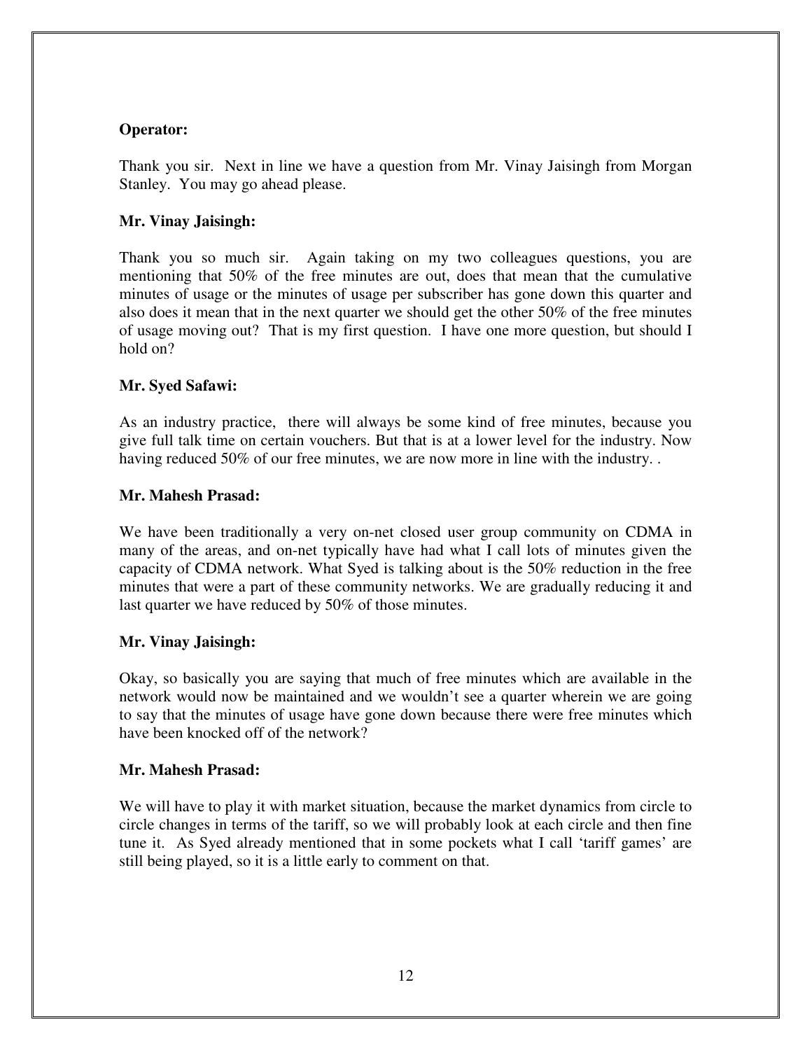**Operator:**

Thank you sir. Next in line we have a question from Mr. Vinay Jaisingh from Morgan Stanley. You may go ahead please.

**Mr. Vinay Jaisingh:**

Thank you so much sir. Again taking on my two colleagues questions, you are mentioning that 50% of the free minutes are out, does that mean that the cumulative minutes of usage or the minutes of usage per subscriber has gone down this quarter and also does it mean that in the next quarter we should get the other 50% of the free minutes of usage moving out? That is my first question. I have one more question, but should I hold on?

**Mr. Syed Safawi:**

As an industry practice, there will always be some kind of free minutes, because you give full talk time on certain vouchers. But that is at a lower level for the industry. Now having reduced 50% of our free minutes, we are now more in line with the industry. .

**Mr. Mahesh Prasad:**

We have been traditionally a very on-net closed user group community on CDMA in many of the areas, and on-net typically have had what I call lots of minutes given the capacity of CDMA network. What Syed is talking about is the 50% reduction in the free minutes that were a part of these community networks. We are gradually reducing it and last quarter we have reduced by 50% of those minutes.

**Mr. Vinay Jaisingh:**

Okay, so basically you are saying that much of free minutes which are available in the network would now be maintained and we wouldn't see a quarter wherein we are going to say that the minutes of usage have gone down because there were free minutes which have been knocked off of the network?

**Mr. Mahesh Prasad:**

We will have to play it with market situation, because the market dynamics from circle to circle changes in terms of the tariff, so we will probably look at each circle and then fine tune it. As Syed already mentioned that in some pockets what I call 'tariff games' are still being played, so it is a little early to comment on that.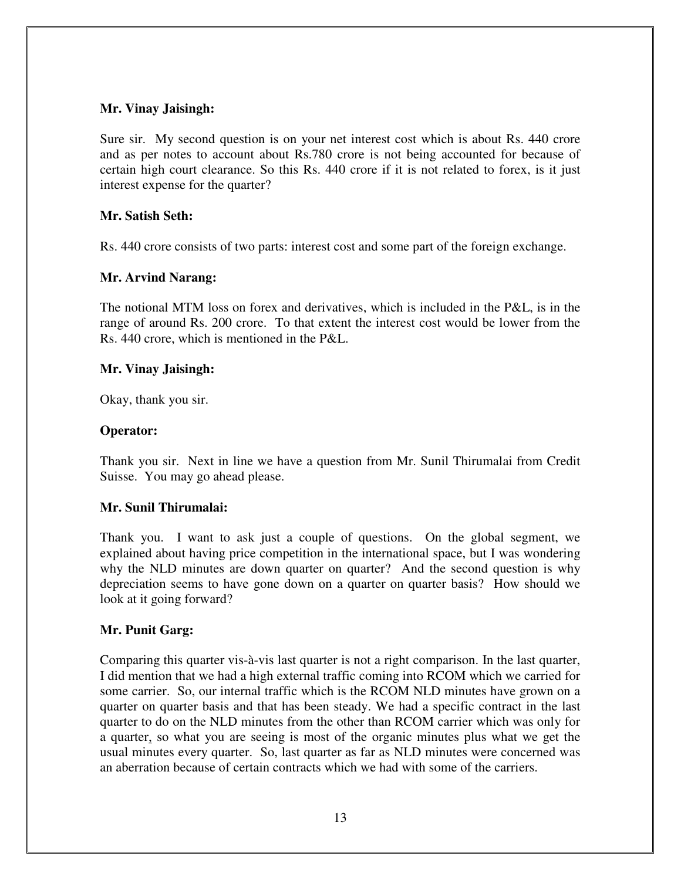**Mr. Vinay Jaisingh:**

Sure sir. My second question is on your net interest cost which is about Rs. 440 crore and as per notes to account about Rs.780 crore is not being accounted for because of certain high court clearance. So this Rs. 440 crore if it is not related to forex, is it just interest expense for the quarter?

**Mr. Satish Seth:**

Rs. 440 crore consists of two parts: interest cost and some part of the foreign exchange.

**Mr. Arvind Narang:**

The notional MTM loss on forex and derivatives, which is included in the P&L, is in the range of around Rs. 200 crore. To that extent the interest cost would be lower from the Rs. 440 crore, which is mentioned in the P&L.

**Mr. Vinay Jaisingh:**

Okay, thank you sir.

**Operator:**

Thank you sir. Next in line we have a question from Mr. Sunil Thirumalai from Credit Suisse. You may go ahead please.

**Mr. Sunil Thirumalai:**

Thank you. I want to ask just a couple of questions. On the global segment, we explained about having price competition in the international space, but I was wondering why the NLD minutes are down quarter on quarter? And the second question is why depreciation seems to have gone down on a quarter on quarter basis? How should we look at it going forward?

**Mr. Punit Garg:**

Comparing this quarter vis-à-vis last quarter is not a right comparison. In the last quarter, I did mention that we had a high external traffic coming into RCOM which we carried for some carrier. So, our internal traffic which is the RCOM NLD minutes have grown on a quarter on quarter basis and that has been steady. We had a specific contract in the last quarter to do on the NLD minutes from the other than RCOM carrier which was only for a quarter, so what you are seeing is most of the organic minutes plus what we get the usual minutes every quarter. So, last quarter as far as NLD minutes were concerned was an aberration because of certain contracts which we had with some of the carriers.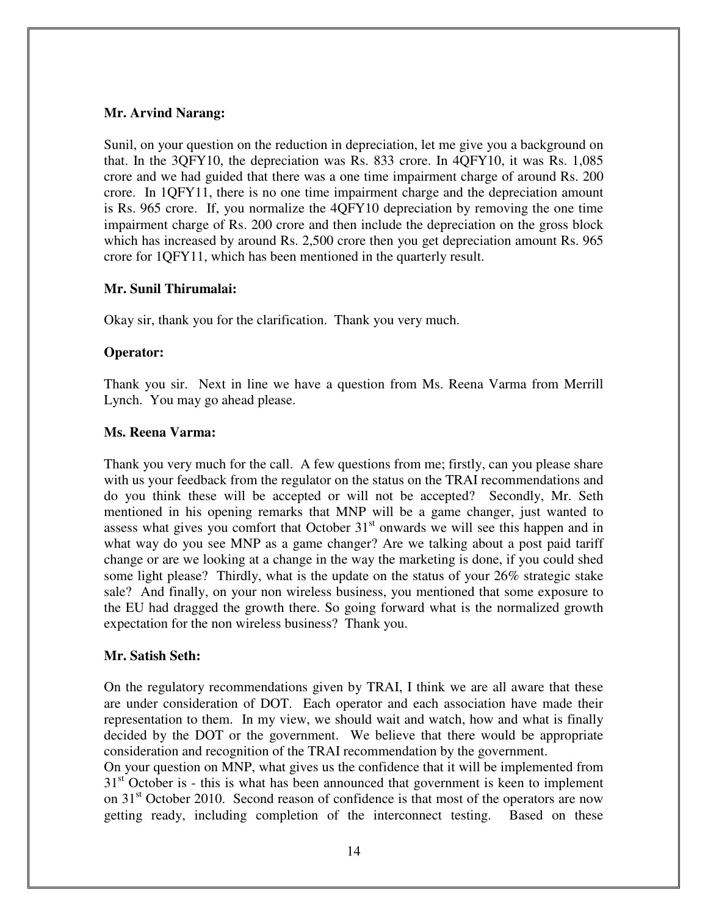**Mr. Arvind Narang:**

Sunil, on your question on the reduction in depreciation, let me give you a background on that. In the 3QFY10, the depreciation was Rs. 833 crore. In 4QFY10, it was Rs. 1,085 crore and we had guided that there was a one time impairment charge of around Rs. 200 crore. In 1QFY11, there is no one time impairment charge and the depreciation amount is Rs. 965 crore. If, you normalize the 4QFY10 depreciation by removing the one time impairment charge of Rs. 200 crore and then include the depreciation on the gross block which has increased by around Rs. 2,500 crore then you get depreciation amount Rs. 965 crore for 1QFY11, which has been mentioned in the quarterly result.

**Mr. Sunil Thirumalai:**

Okay sir, thank you for the clarification. Thank you very much.

**Operator:**

Thank you sir. Next in line we have a question from Ms. Reena Varma from Merrill Lynch. You may go ahead please.

**Ms. Reena Varma:**

Thank you very much for the call. A few questions from me; firstly, can you please share with us your feedback from the regulator on the status on the TRAI recommendations and do you think these will be accepted or will not be accepted? Secondly, Mr. Seth mentioned in his opening remarks that MNP will be a game changer, just wanted to assess what gives you comfort that October 31st onwards we will see this happen and in what way do you see MNP as a game changer? Are we talking about a post paid tariff change or are we looking at a change in the way the marketing is done, if you could shed some light please? Thirdly, what is the update on the status of your 26% strategic stake sale? And finally, on your non wireless business, you mentioned that some exposure to the EU had dragged the growth there. So going forward what is the normalized growth expectation for the non wireless business? Thank you.

**Mr. Satish Seth:**

On the regulatory recommendations given by TRAI, I think we are all aware that these are under consideration of DOT. Each operator and each association have made their representation to them. In my view, we should wait and watch, how and what is finally decided by the DOT or the government. We believe that there would be appropriate consideration and recognition of the TRAI recommendation by the government.

On your question on MNP, what gives us the confidence that it will be implemented from 31st October is - this is what has been announced that government is keen to implement on 31st October 2010. Second reason of confidence is that most of the operators are now getting ready, including completion of the interconnect testing. Based on these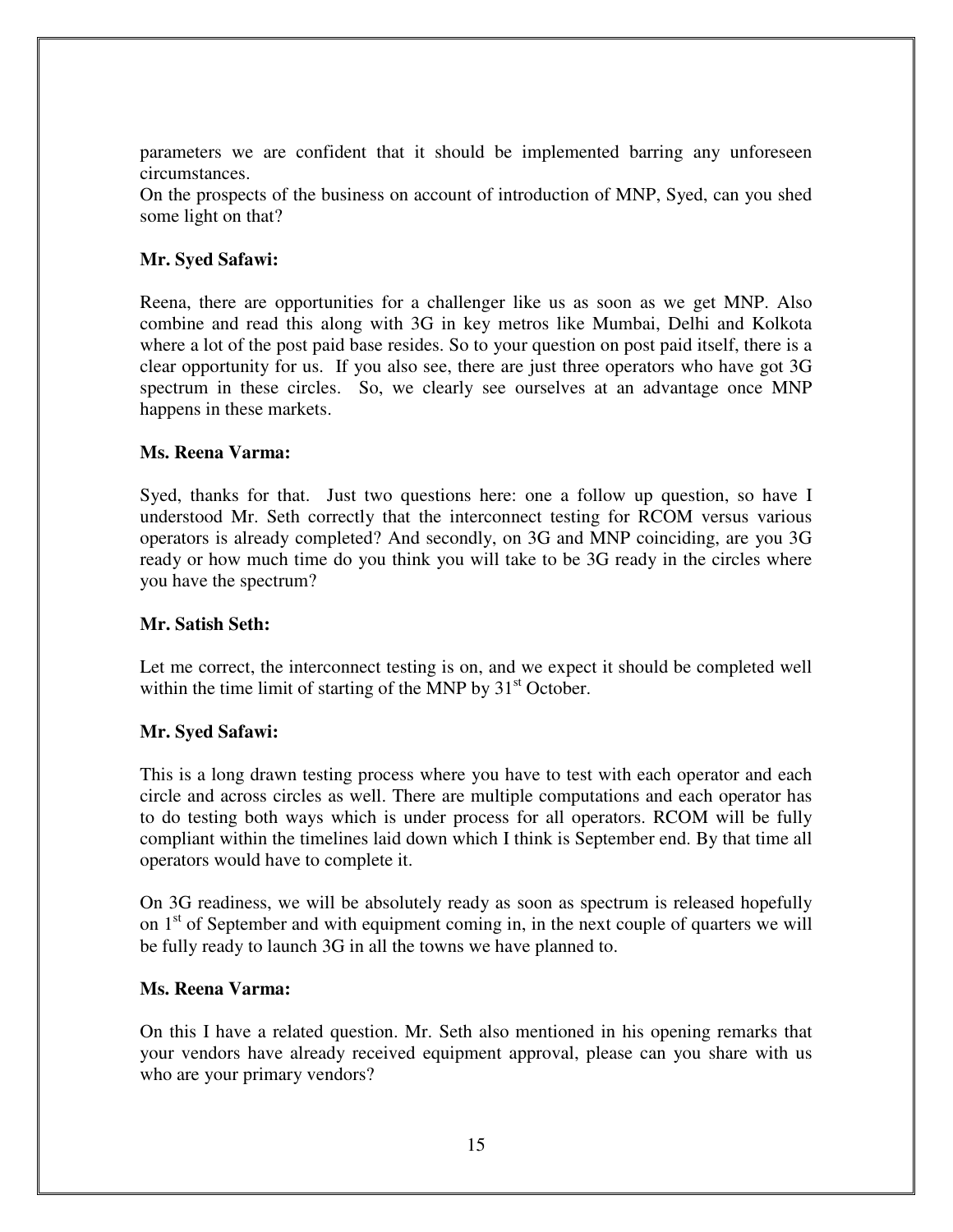parameters we are confident that it should be implemented barring any unforeseen circumstances.

On the prospects of the business on account of introduction of MNP, Syed, can you shed some light on that?

**Mr. Syed Safawi:**

Reena, there are opportunities for a challenger like us as soon as we get MNP. Also combine and read this along with 3G in key metros like Mumbai, Delhi and Kolkota where a lot of the post paid base resides. So to your question on post paid itself, there is a clear opportunity for us. If you also see, there are just three operators who have got 3G spectrum in these circles. So, we clearly see ourselves at an advantage once MNP happens in these markets.

**Ms. Reena Varma:**

Syed, thanks for that. Just two questions here: one a follow up question, so have I understood Mr. Seth correctly that the interconnect testing for RCOM versus various operators is already completed? And secondly, on 3G and MNP coinciding, are you 3G ready or how much time do you think you will take to be 3G ready in the circles where you have the spectrum?

**Mr. Satish Seth:**

Let me correct, the interconnect testing is on, and we expect it should be completed well within the time limit of starting of the MNP by 31st October.

**Mr. Syed Safawi:**

This is a long drawn testing process where you have to test with each operator and each circle and across circles as well. There are multiple computations and each operator has to do testing both ways which is under process for all operators. RCOM will be fully compliant within the timelines laid down which I think is September end. By that time all operators would have to complete it.

On 3G readiness, we will be absolutely ready as soon as spectrum is released hopefully on 1st of September and with equipment coming in, in the next couple of quarters we will be fully ready to launch 3G in all the towns we have planned to.

**Ms. Reena Varma:**

On this I have a related question. Mr. Seth also mentioned in his opening remarks that your vendors have already received equipment approval, please can you share with us who are your primary vendors?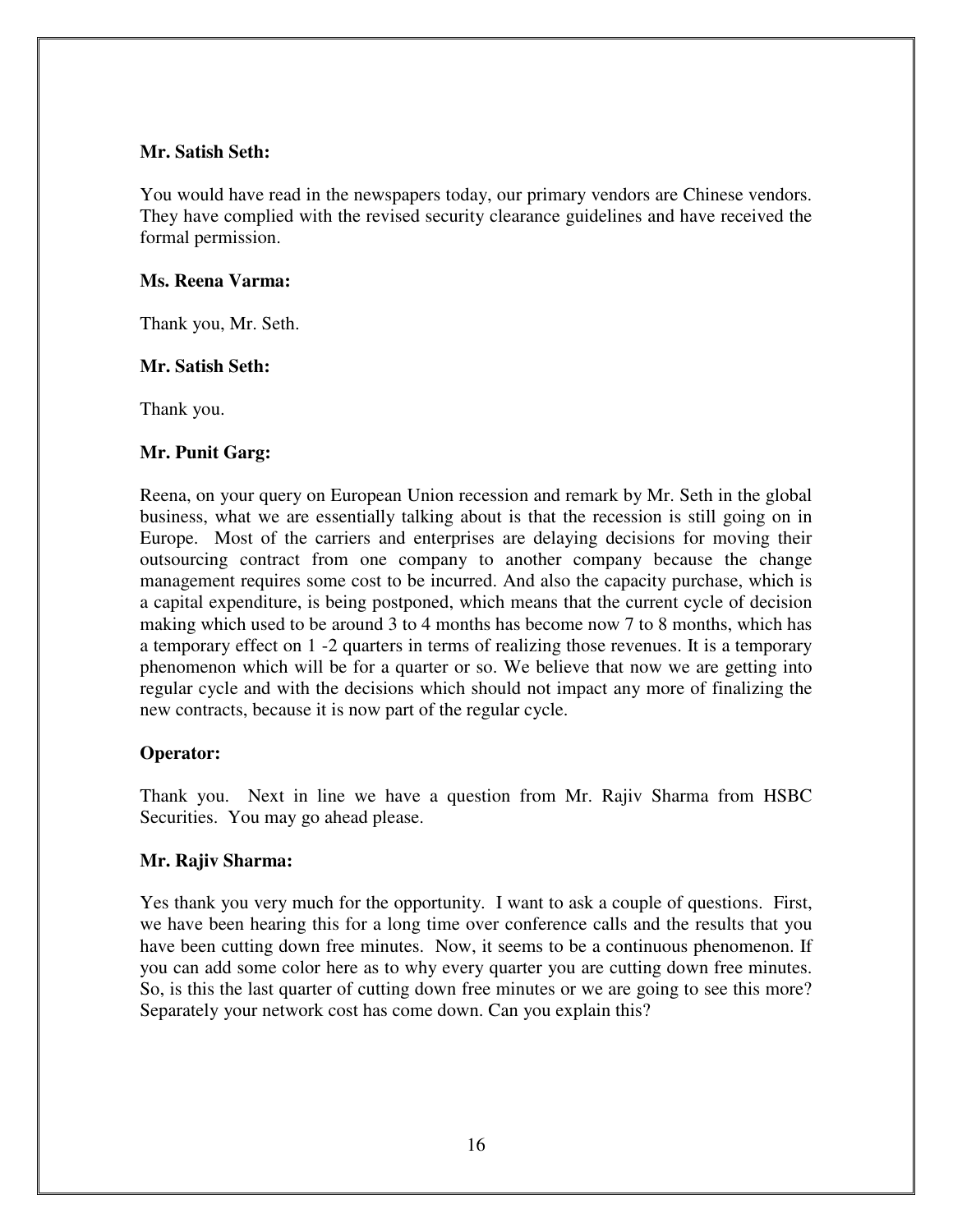**Mr. Satish Seth:**

You would have read in the newspapers today, our primary vendors are Chinese vendors. They have complied with the revised security clearance guidelines and have received the formal permission.

**Ms. Reena Varma:**

Thank you, Mr. Seth.

**Mr. Satish Seth:**

Thank you.

**Mr. Punit Garg:**

Reena, on your query on European Union recession and remark by Mr. Seth in the global business, what we are essentially talking about is that the recession is still going on in Europe. Most of the carriers and enterprises are delaying decisions for moving their outsourcing contract from one company to another company because the change management requires some cost to be incurred. And also the capacity purchase, which is a capital expenditure, is being postponed, which means that the current cycle of decision making which used to be around 3 to 4 months has become now 7 to 8 months, which has a temporary effect on 1 -2 quarters in terms of realizing those revenues. It is a temporary phenomenon which will be for a quarter or so. We believe that now we are getting into regular cycle and with the decisions which should not impact any more of finalizing the new contracts, because it is now part of the regular cycle.

**Operator:**

Thank you. Next in line we have a question from Mr. Rajiv Sharma from HSBC Securities. You may go ahead please.

**Mr. Rajiv Sharma:**

Yes thank you very much for the opportunity. I want to ask a couple of questions. First, we have been hearing this for a long time over conference calls and the results that you have been cutting down free minutes. Now, it seems to be a continuous phenomenon. If you can add some color here as to why every quarter you are cutting down free minutes. So, is this the last quarter of cutting down free minutes or we are going to see this more? Separately your network cost has come down. Can you explain this?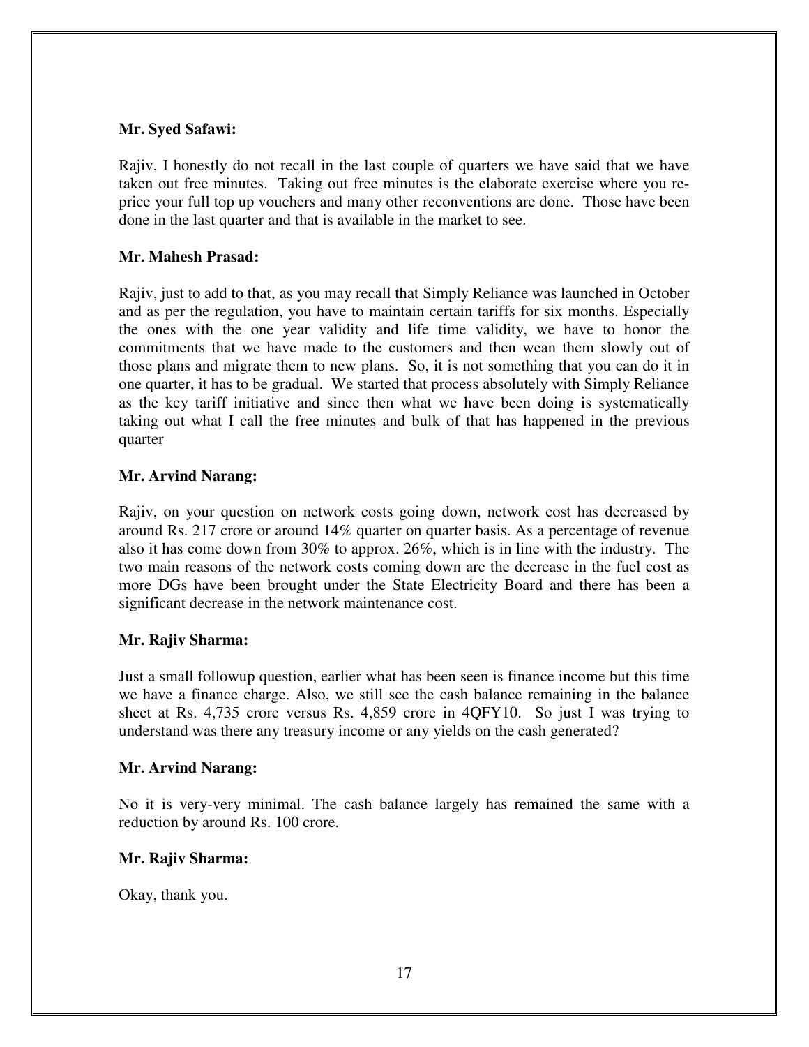**Mr. Syed Safawi:**

Rajiv, I honestly do not recall in the last couple of quarters we have said that we have taken out free minutes. Taking out free minutes is the elaborate exercise where you re-price your full top up vouchers and many other reconventions are done. Those have been done in the last quarter and that is available in the market to see.

**Mr. Mahesh Prasad:**

Rajiv, just to add to that, as you may recall that Simply Reliance was launched in October and as per the regulation, you have to maintain certain tariffs for six months. Especially the ones with the one year validity and life time validity, we have to honor the commitments that we have made to the customers and then wean them slowly out of those plans and migrate them to new plans. So, it is not something that you can do it in one quarter, it has to be gradual. We started that process absolutely with Simply Reliance as the key tariff initiative and since then what we have been doing is systematically taking out what I call the free minutes and bulk of that has happened in the previous quarter

**Mr. Arvind Narang:**

Rajiv, on your question on network costs going down, network cost has decreased by around Rs. 217 crore or around 14% quarter on quarter basis. As a percentage of revenue also it has come down from 30% to approx. 26%, which is in line with the industry. The two main reasons of the network costs coming down are the decrease in the fuel cost as more DGs have been brought under the State Electricity Board and there has been a significant decrease in the network maintenance cost.

**Mr. Rajiv Sharma:**

Just a small followup question, earlier what has been seen is finance income but this time we have a finance charge. Also, we still see the cash balance remaining in the balance sheet at Rs. 4,735 crore versus Rs. 4,859 crore in 4QFY10. So just I was trying to understand was there any treasury income or any yields on the cash generated?

**Mr. Arvind Narang:**

No it is very-very minimal. The cash balance largely has remained the same with a reduction by around Rs. 100 crore.

**Mr. Rajiv Sharma:**

Okay, thank you.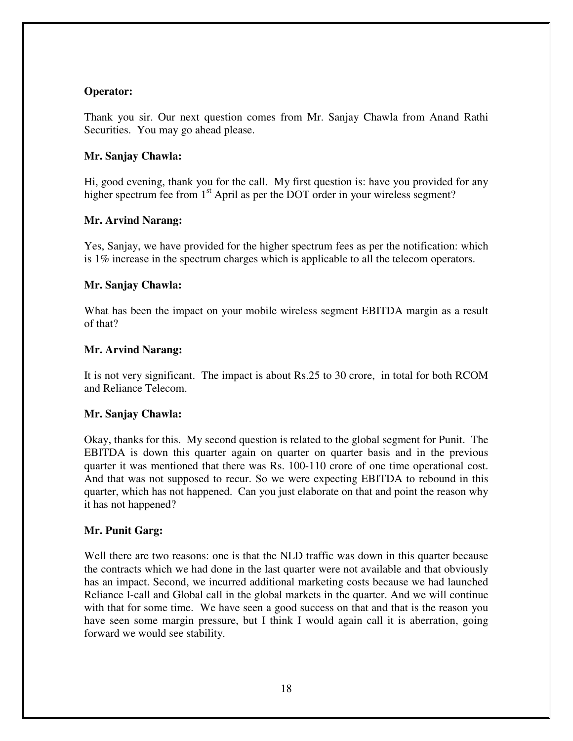**Operator:**

Thank you sir. Our next question comes from Mr. Sanjay Chawla from Anand Rathi Securities. You may go ahead please.

**Mr. Sanjay Chawla:**

Hi, good evening, thank you for the call. My first question is: have you provided for any higher spectrum fee from 1st April as per the DOT order in your wireless segment?

**Mr. Arvind Narang:**

Yes, Sanjay, we have provided for the higher spectrum fees as per the notification: which is 1% increase in the spectrum charges which is applicable to all the telecom operators.

**Mr. Sanjay Chawla:**

What has been the impact on your mobile wireless segment EBITDA margin as a result of that?

**Mr. Arvind Narang:**

It is not very significant. The impact is about Rs.25 to 30 crore, in total for both RCOM and Reliance Telecom.

**Mr. Sanjay Chawla:**

Okay, thanks for this. My second question is related to the global segment for Punit. The EBITDA is down this quarter again on quarter on quarter basis and in the previous quarter it was mentioned that there was Rs. 100-110 crore of one time operational cost. And that was not supposed to recur. So we were expecting EBITDA to rebound in this quarter, which has not happened. Can you just elaborate on that and point the reason why it has not happened?

**Mr. Punit Garg:**

Well there are two reasons: one is that the NLD traffic was down in this quarter because the contracts which we had done in the last quarter were not available and that obviously has an impact. Second, we incurred additional marketing costs because we had launched Reliance I-call and Global call in the global markets in the quarter. And we will continue with that for some time. We have seen a good success on that and that is the reason you have seen some margin pressure, but I think I would again call it is aberration, going forward we would see stability.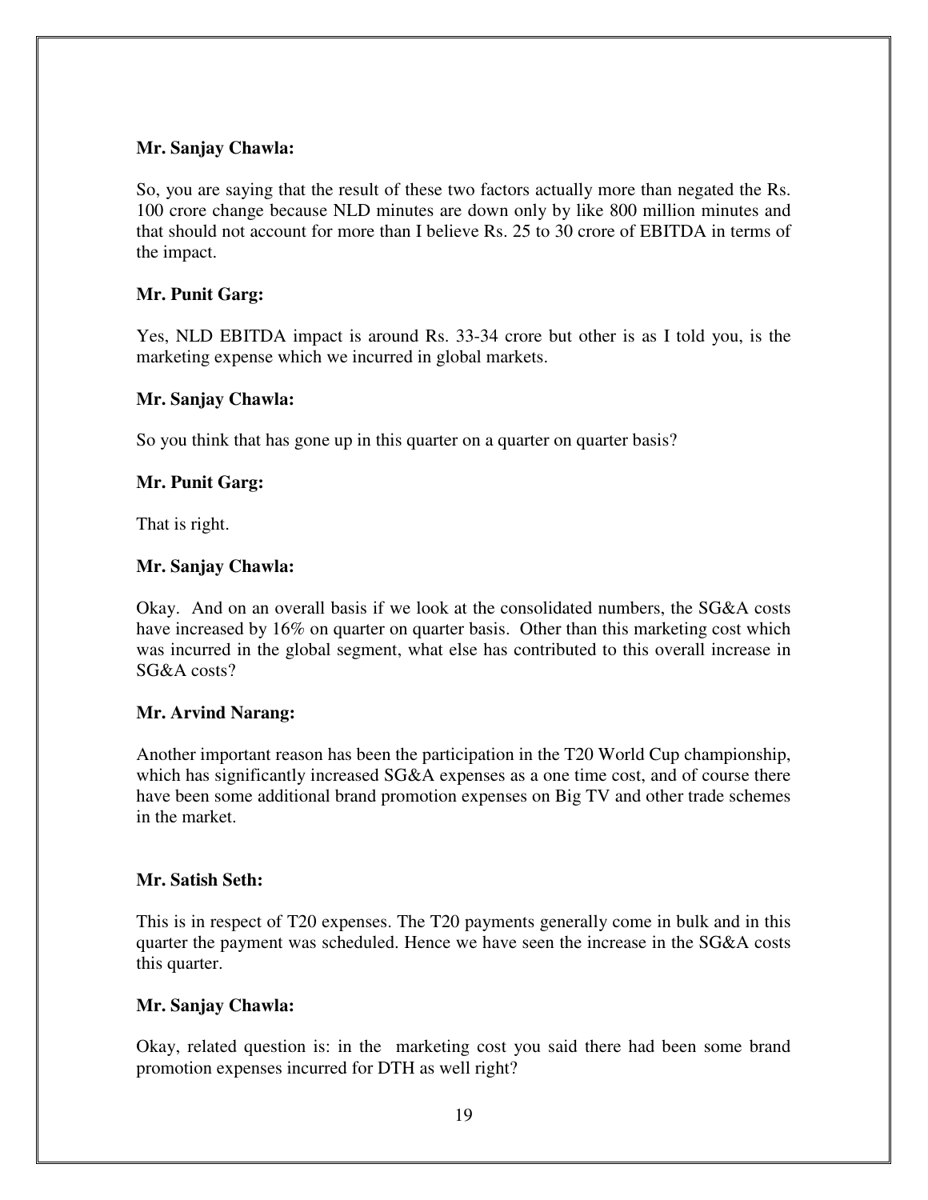**Mr. Sanjay Chawla:**

So, you are saying that the result of these two factors actually more than negated the Rs. 100 crore change because NLD minutes are down only by like 800 million minutes and that should not account for more than I believe Rs. 25 to 30 crore of EBITDA in terms of the impact.

**Mr. Punit Garg:**

Yes, NLD EBITDA impact is around Rs. 33-34 crore but other is as I told you, is the marketing expense which we incurred in global markets.

**Mr. Sanjay Chawla:**

So you think that has gone up in this quarter on a quarter on quarter basis?

**Mr. Punit Garg:**

That is right.

**Mr. Sanjay Chawla:**

Okay. And on an overall basis if we look at the consolidated numbers, the SG&A costs have increased by 16% on quarter on quarter basis. Other than this marketing cost which was incurred in the global segment, what else has contributed to this overall increase in SG&A costs?

**Mr. Arvind Narang:**

Another important reason has been the participation in the T20 World Cup championship, which has significantly increased SG&A expenses as a one time cost, and of course there have been some additional brand promotion expenses on Big TV and other trade schemes in the market.

**Mr. Satish Seth:**

This is in respect of T20 expenses. The T20 payments generally come in bulk and in this quarter the payment was scheduled. Hence we have seen the increase in the SG&A costs this quarter.

**Mr. Sanjay Chawla:**

Okay, related question is: in the marketing cost you said there had been some brand promotion expenses incurred for DTH as well right?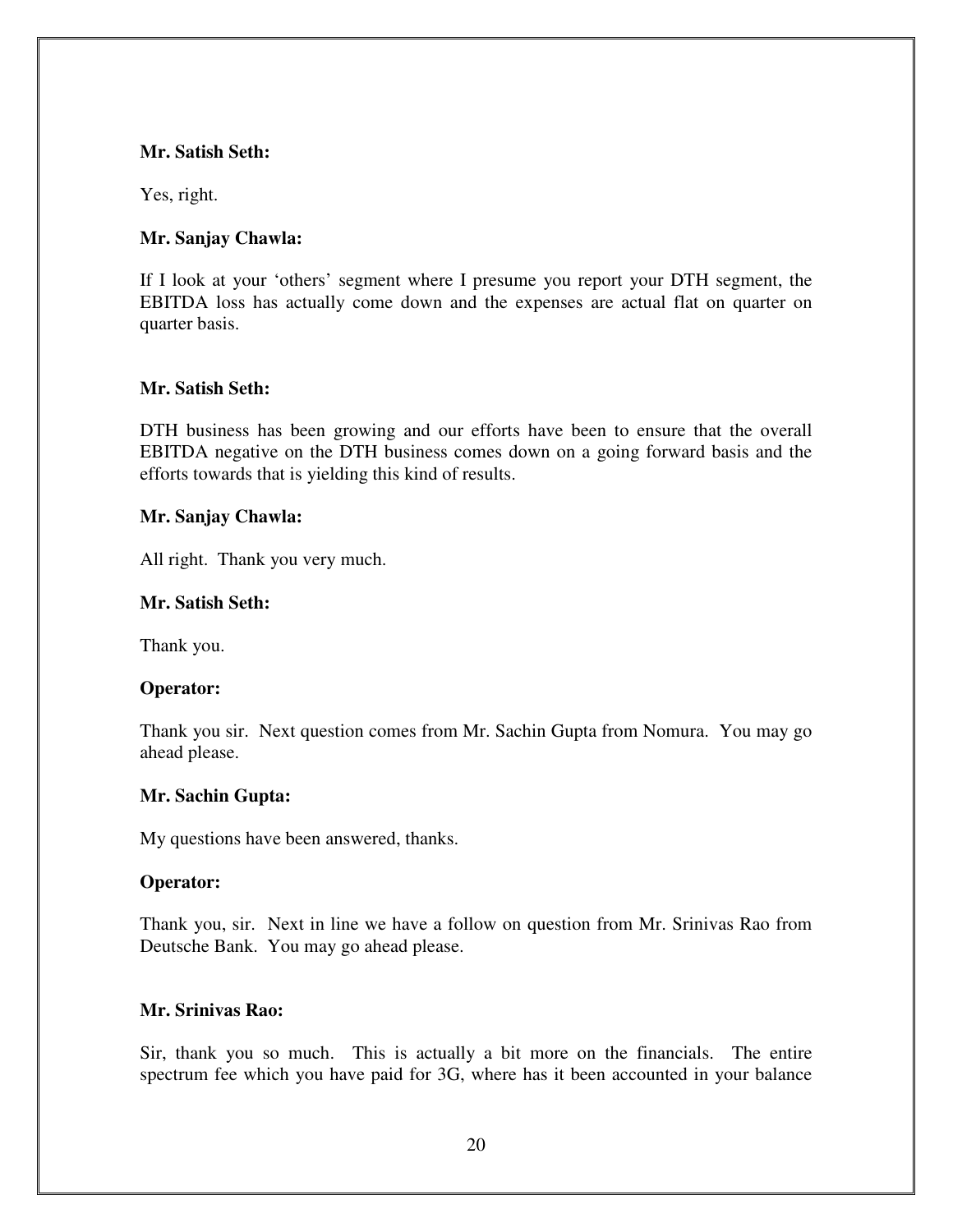**Mr. Satish Seth:**

Yes, right.

**Mr. Sanjay Chawla:**

If I look at your 'others' segment where I presume you report your DTH segment, the EBITDA loss has actually come down and the expenses are actual flat on quarter on quarter basis.

**Mr. Satish Seth:**

DTH business has been growing and our efforts have been to ensure that the overall EBITDA negative on the DTH business comes down on a going forward basis and the efforts towards that is yielding this kind of results.

**Mr. Sanjay Chawla:**

All right. Thank you very much.

**Mr. Satish Seth:**

Thank you.

**Operator:**

Thank you sir. Next question comes from Mr. Sachin Gupta from Nomura. You may go ahead please.

**Mr. Sachin Gupta:**

My questions have been answered, thanks.

**Operator:**

Thank you, sir. Next in line we have a follow on question from Mr. Srinivas Rao from Deutsche Bank. You may go ahead please.

**Mr. Srinivas Rao:**

Sir, thank you so much. This is actually a bit more on the financials. The entire spectrum fee which you have paid for 3G, where has it been accounted in your balance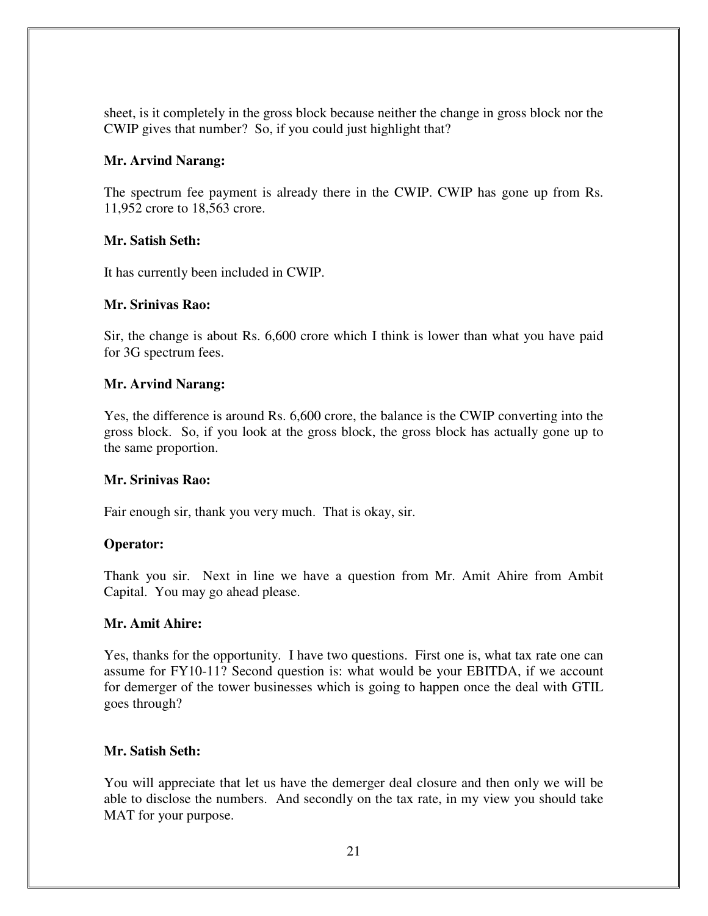sheet, is it completely in the gross block because neither the change in gross block nor the CWIP gives that number? So, if you could just highlight that?

**Mr. Arvind Narang:**

The spectrum fee payment is already there in the CWIP. CWIP has gone up from Rs. 11,952 crore to 18,563 crore.

**Mr. Satish Seth:**

It has currently been included in CWIP.

**Mr. Srinivas Rao:**

Sir, the change is about Rs. 6,600 crore which I think is lower than what you have paid for 3G spectrum fees.

**Mr. Arvind Narang:**

Yes, the difference is around Rs. 6,600 crore, the balance is the CWIP converting into the gross block. So, if you look at the gross block, the gross block has actually gone up to the same proportion.

**Mr. Srinivas Rao:**

Fair enough sir, thank you very much. That is okay, sir.

**Operator:**

Thank you sir. Next in line we have a question from Mr. Amit Ahire from Ambit Capital. You may go ahead please.

**Mr. Amit Ahire:**

Yes, thanks for the opportunity. I have two questions. First one is, what tax rate one can assume for FY10-11? Second question is: what would be your EBITDA, if we account for demerger of the tower businesses which is going to happen once the deal with GTIL goes through?

**Mr. Satish Seth:**

You will appreciate that let us have the demerger deal closure and then only we will be able to disclose the numbers. And secondly on the tax rate, in my view you should take MAT for your purpose.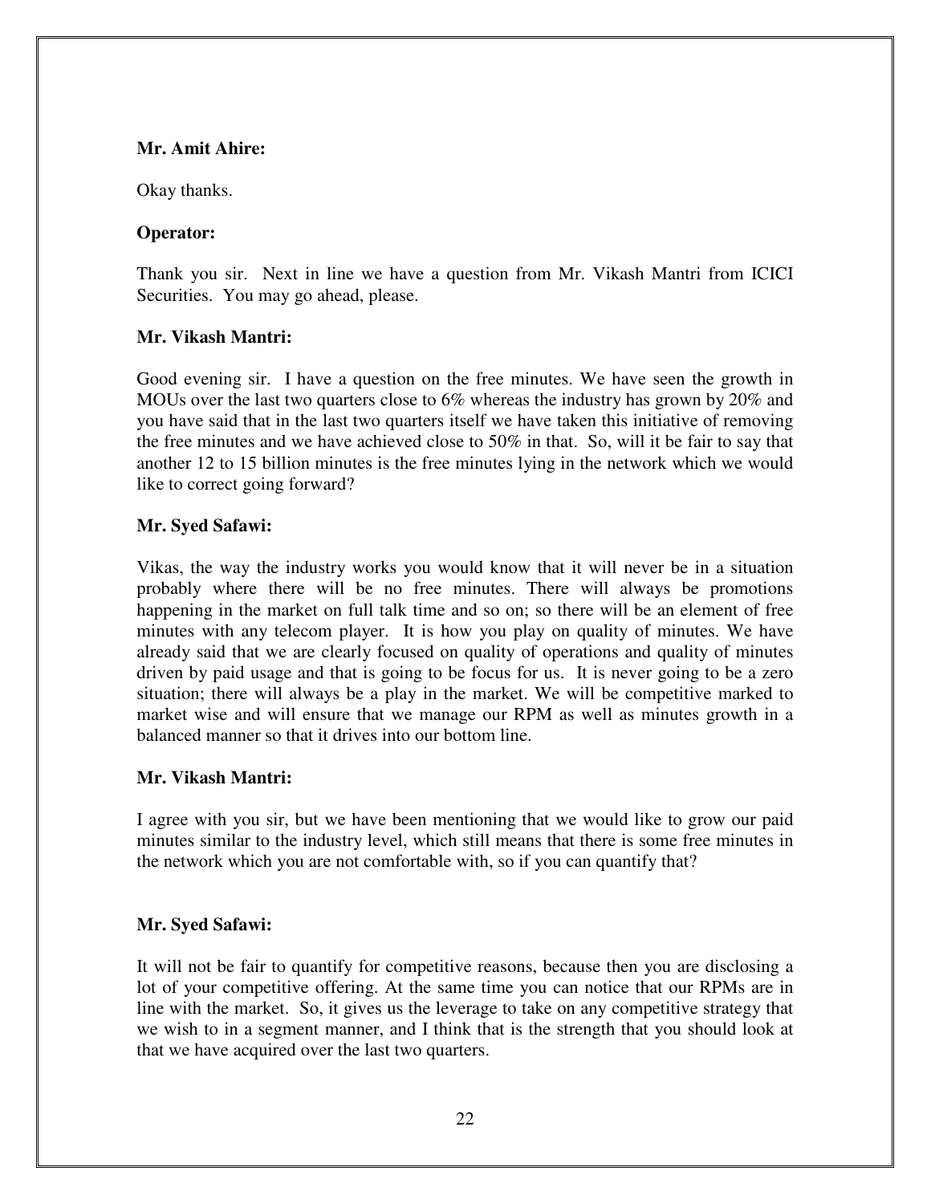**Mr. Amit Ahire:**

Okay thanks.

**Operator:**

Thank you sir. Next in line we have a question from Mr. Vikash Mantri from ICICI Securities. You may go ahead, please.

**Mr. Vikash Mantri:**

Good evening sir. I have a question on the free minutes. We have seen the growth in MOUs over the last two quarters close to 6% whereas the industry has grown by 20% and you have said that in the last two quarters itself we have taken this initiative of removing the free minutes and we have achieved close to 50% in that. So, will it be fair to say that another 12 to 15 billion minutes is the free minutes lying in the network which we would like to correct going forward?

**Mr. Syed Safawi:**

Vikas, the way the industry works you would know that it will never be in a situation probably where there will be no free minutes. There will always be promotions happening in the market on full talk time and so on; so there will be an element of free minutes with any telecom player. It is how you play on quality of minutes. We have already said that we are clearly focused on quality of operations and quality of minutes driven by paid usage and that is going to be focus for us. It is never going to be a zero situation; there will always be a play in the market. We will be competitive marked to market wise and will ensure that we manage our RPM as well as minutes growth in a balanced manner so that it drives into our bottom line.

**Mr. Vikash Mantri:**

I agree with you sir, but we have been mentioning that we would like to grow our paid minutes similar to the industry level, which still means that there is some free minutes in the network which you are not comfortable with, so if you can quantify that?

**Mr. Syed Safawi:**

It will not be fair to quantify for competitive reasons, because then you are disclosing a lot of your competitive offering. At the same time you can notice that our RPMs are in line with the market. So, it gives us the leverage to take on any competitive strategy that we wish to in a segment manner, and I think that is the strength that you should look at that we have acquired over the last two quarters.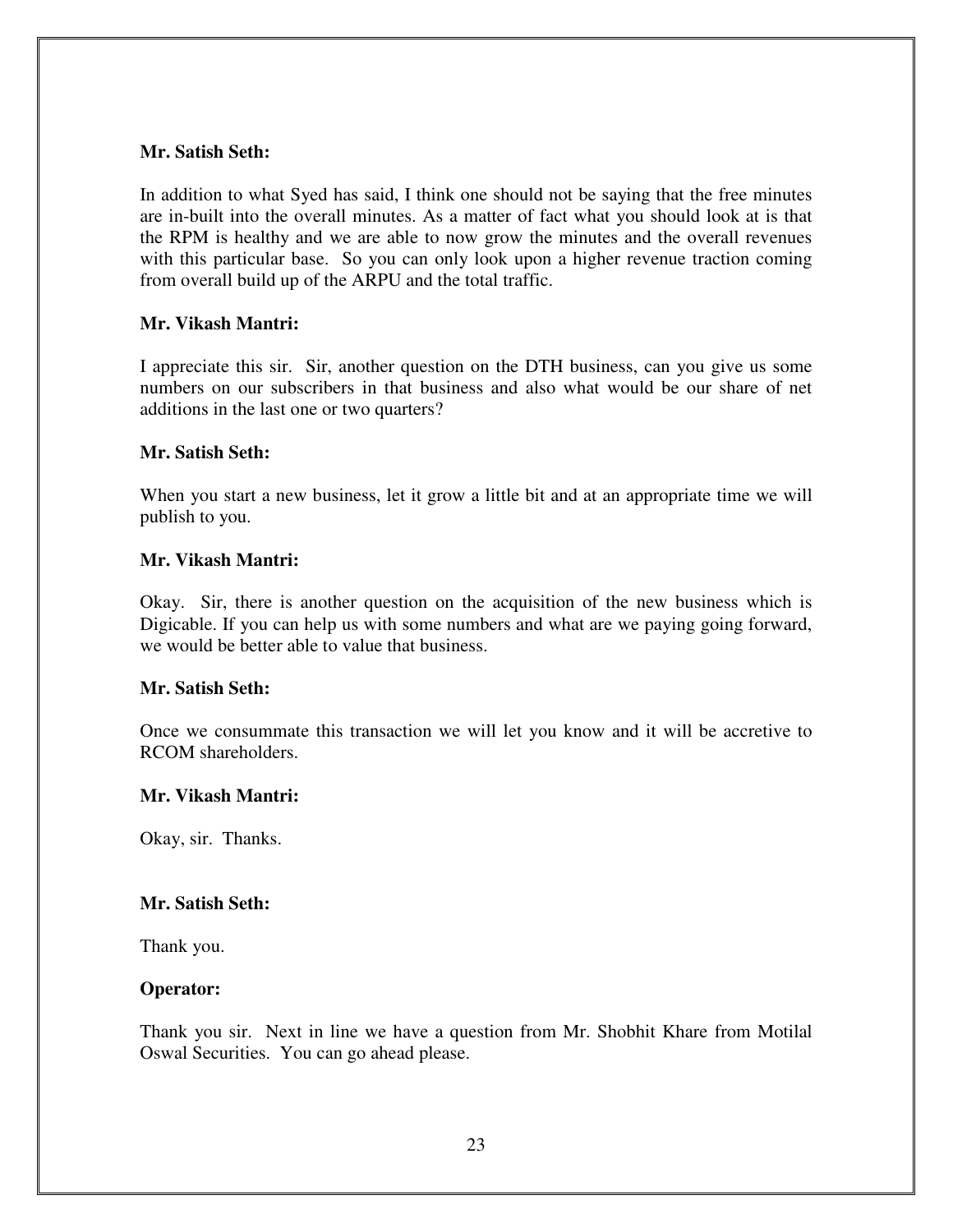**Mr. Satish Seth:**

In addition to what Syed has said, I think one should not be saying that the free minutes are in-built into the overall minutes. As a matter of fact what you should look at is that the RPM is healthy and we are able to now grow the minutes and the overall revenues with this particular base. So you can only look upon a higher revenue traction coming from overall build up of the ARPU and the total traffic.

**Mr. Vikash Mantri:**

I appreciate this sir. Sir, another question on the DTH business, can you give us some numbers on our subscribers in that business and also what would be our share of net additions in the last one or two quarters?

**Mr. Satish Seth:**

When you start a new business, let it grow a little bit and at an appropriate time we will publish to you.

**Mr. Vikash Mantri:**

Okay. Sir, there is another question on the acquisition of the new business which is Digicable. If you can help us with some numbers and what are we paying going forward, we would be better able to value that business.

**Mr. Satish Seth:**

Once we consummate this transaction we will let you know and it will be accretive to RCOM shareholders.

**Mr. Vikash Mantri:**

Okay, sir. Thanks.

**Mr. Satish Seth:**

Thank you.

**Operator:**

Thank you sir. Next in line we have a question from Mr. Shobhit Khare from Motilal Oswal Securities. You can go ahead please.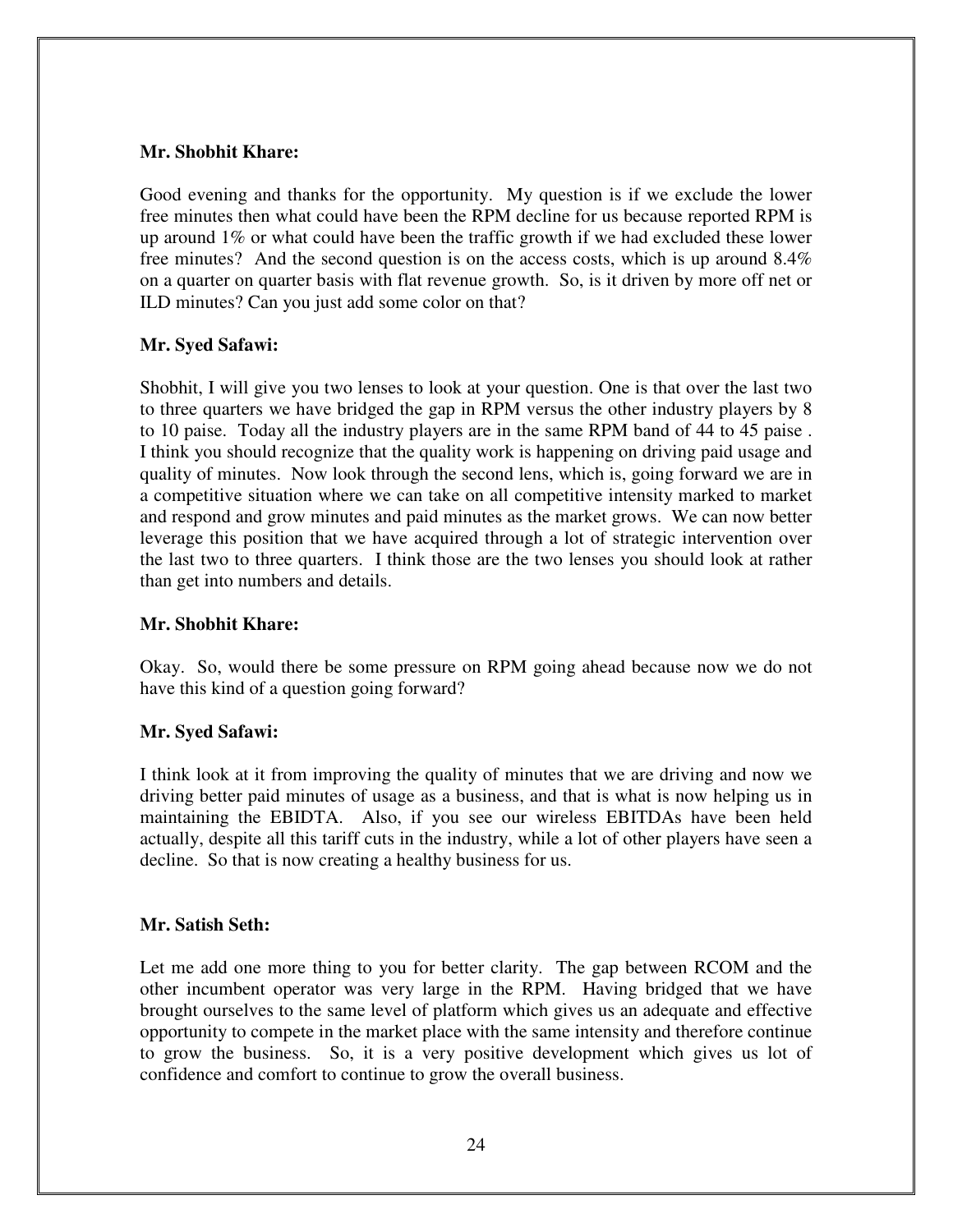**Mr. Shobhit Khare:**

Good evening and thanks for the opportunity. My question is if we exclude the lower free minutes then what could have been the RPM decline for us because reported RPM is up around 1% or what could have been the traffic growth if we had excluded these lower free minutes? And the second question is on the access costs, which is up around 8.4% on a quarter on quarter basis with flat revenue growth. So, is it driven by more off net or ILD minutes? Can you just add some color on that?

**Mr. Syed Safawi:**

Shobhit, I will give you two lenses to look at your question. One is that over the last two to three quarters we have bridged the gap in RPM versus the other industry players by 8 to 10 paise. Today all the industry players are in the same RPM band of 44 to 45 paise . I think you should recognize that the quality work is happening on driving paid usage and quality of minutes. Now look through the second lens, which is, going forward we are in a competitive situation where we can take on all competitive intensity marked to market and respond and grow minutes and paid minutes as the market grows. We can now better leverage this position that we have acquired through a lot of strategic intervention over the last two to three quarters. I think those are the two lenses you should look at rather than get into numbers and details.

**Mr. Shobhit Khare:**

Okay. So, would there be some pressure on RPM going ahead because now we do not have this kind of a question going forward?

**Mr. Syed Safawi:**

I think look at it from improving the quality of minutes that we are driving and now we driving better paid minutes of usage as a business, and that is what is now helping us in maintaining the EBIDTA. Also, if you see our wireless EBITDAs have been held actually, despite all this tariff cuts in the industry, while a lot of other players have seen a decline. So that is now creating a healthy business for us.

**Mr. Satish Seth:**

Let me add one more thing to you for better clarity. The gap between RCOM and the other incumbent operator was very large in the RPM. Having bridged that we have brought ourselves to the same level of platform which gives us an adequate and effective opportunity to compete in the market place with the same intensity and therefore continue to grow the business. So, it is a very positive development which gives us lot of confidence and comfort to continue to grow the overall business.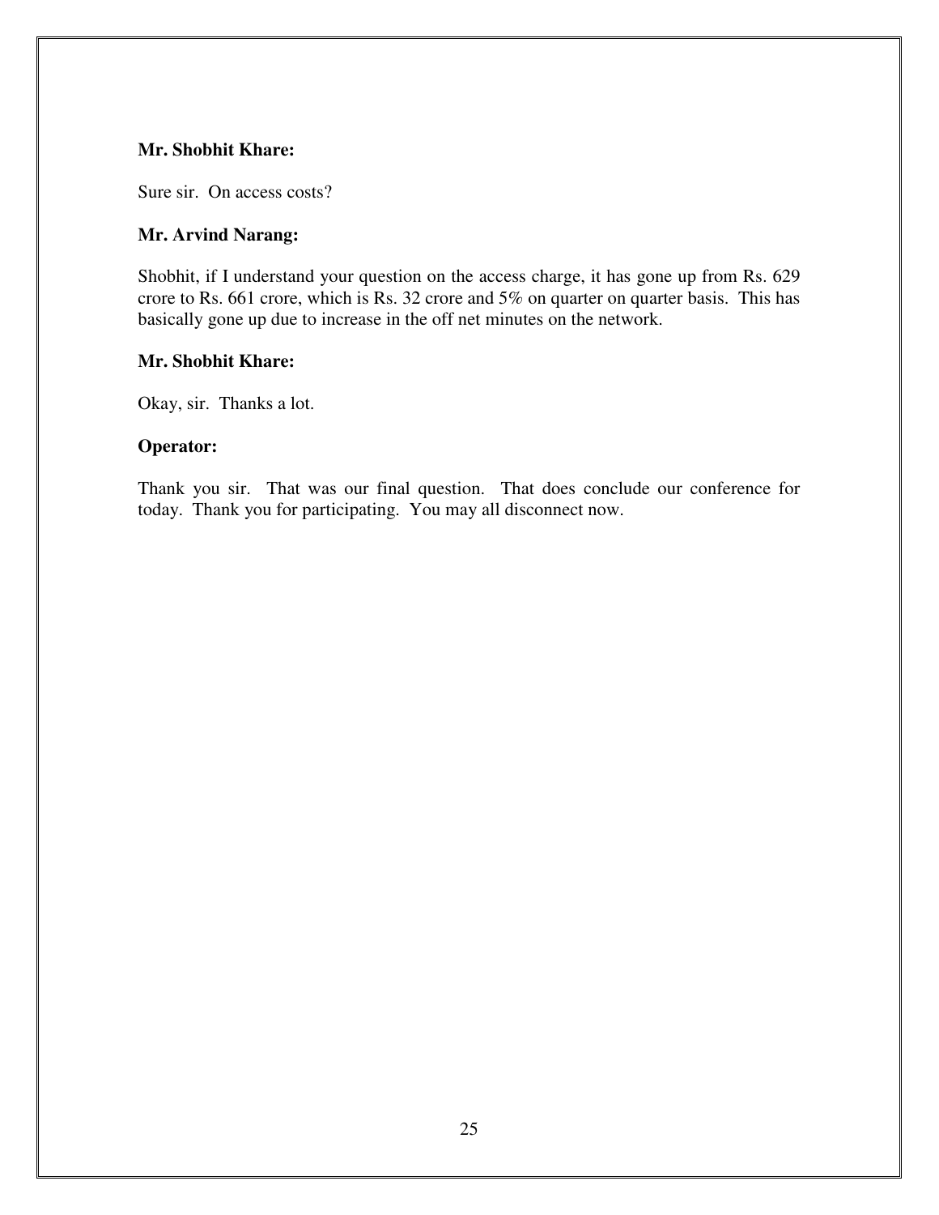**Mr. Shobhit Khare:**

Sure sir. On access costs?

**Mr. Arvind Narang:**

Shobhit, if I understand your question on the access charge, it has gone up from Rs. 629 crore to Rs. 661 crore, which is Rs. 32 crore and 5% on quarter on quarter basis. This has basically gone up due to increase in the off net minutes on the network.

**Mr. Shobhit Khare:**

Okay, sir. Thanks a lot.

**Operator:**

Thank you sir. That was our final question. That does conclude our conference for today. Thank you for participating. You may all disconnect now.